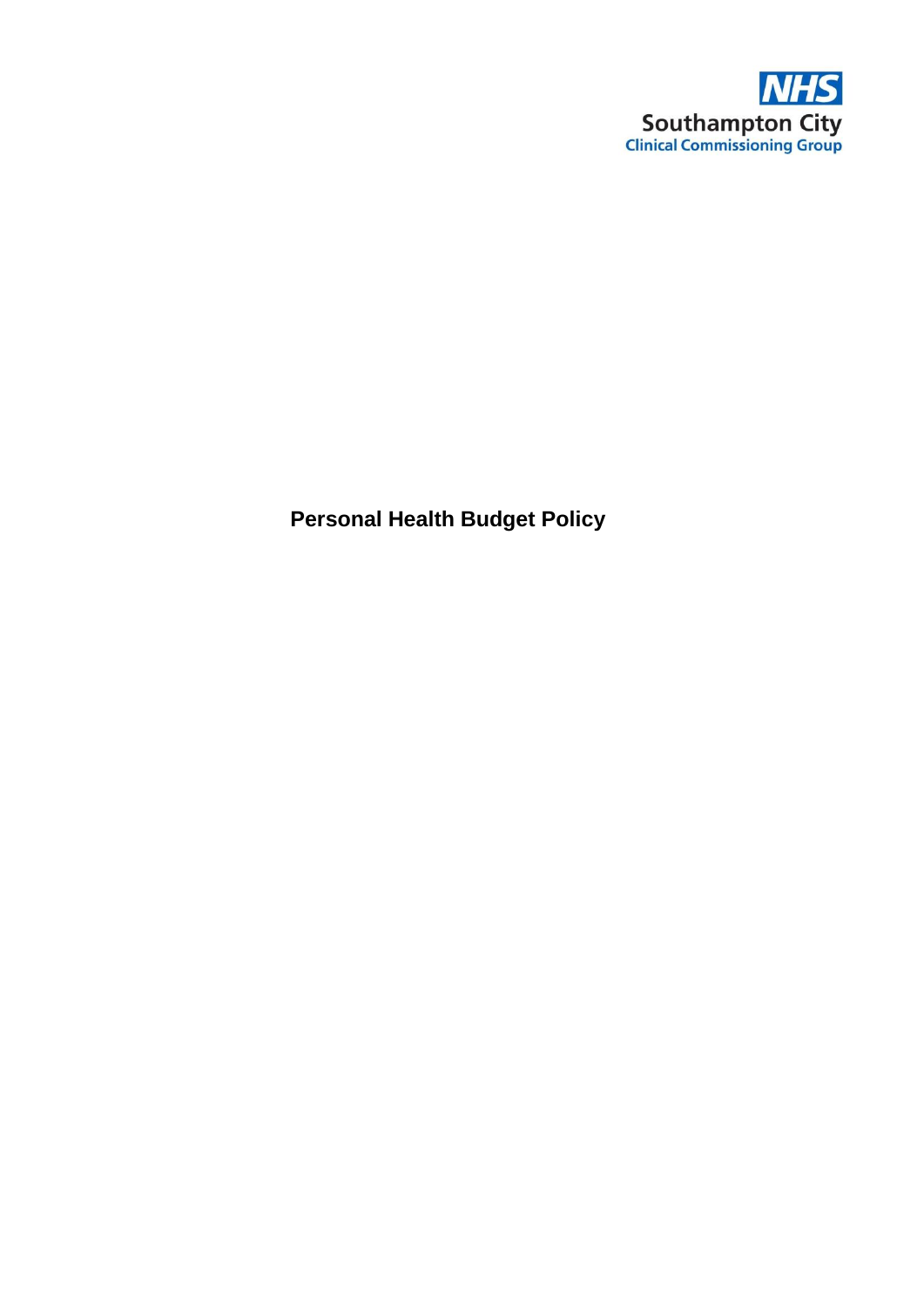NHS
Southampton City
Clinical Commissioning Group

# Personal Health Budget Policy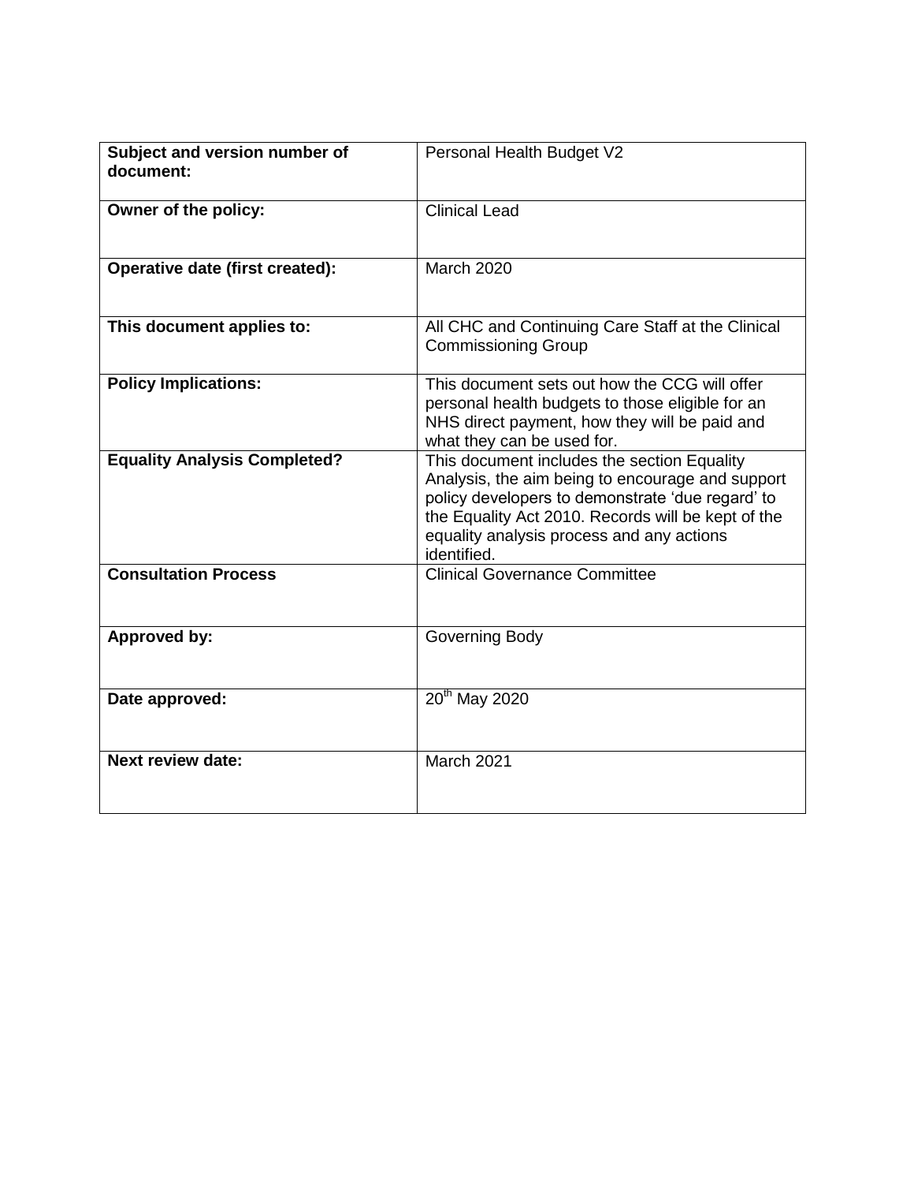| **Subject and version number of document:** | Personal Health Budget V2 |
|---|---|
| **Owner of the policy:** | Clinical Lead |
| **Operative date (first created):** | March 2020 |
| **This document applies to:** | All CHC and Continuing Care Staff at the Clinical Commissioning Group |
| **Policy Implications:** | This document sets out how the CCG will offer personal health budgets to those eligible for an NHS direct payment, how they will be paid and what they can be used for. |
| **Equality Analysis Completed?** | This document includes the section Equality Analysis, the aim being to encourage and support policy developers to demonstrate 'due regard' to the Equality Act 2010. Records will be kept of the equality analysis process and any actions identified. |
| **Consultation Process** | Clinical Governance Committee |
| **Approved by:** | Governing Body |
| **Date approved:** | 20th May 2020 |
| **Next review date:** | March 2021 |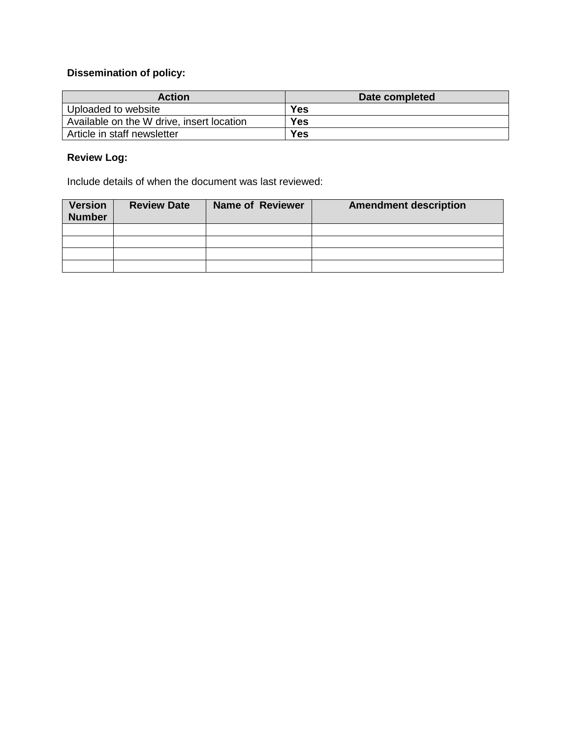**Dissemination of policy:**

| Action | Date completed |
| --- | --- |
| Uploaded to website | **Yes** |
| Available on the W drive, insert location | **Yes** |
| Article in staff newsletter | **Yes** |

**Review Log:**

Include details of when the document was last reviewed:

| Version Number | Review Date | Name of Reviewer | Amendment description |
| --- | --- | --- | --- |
| | | | |
| | | | |
| | | | |
| | | | |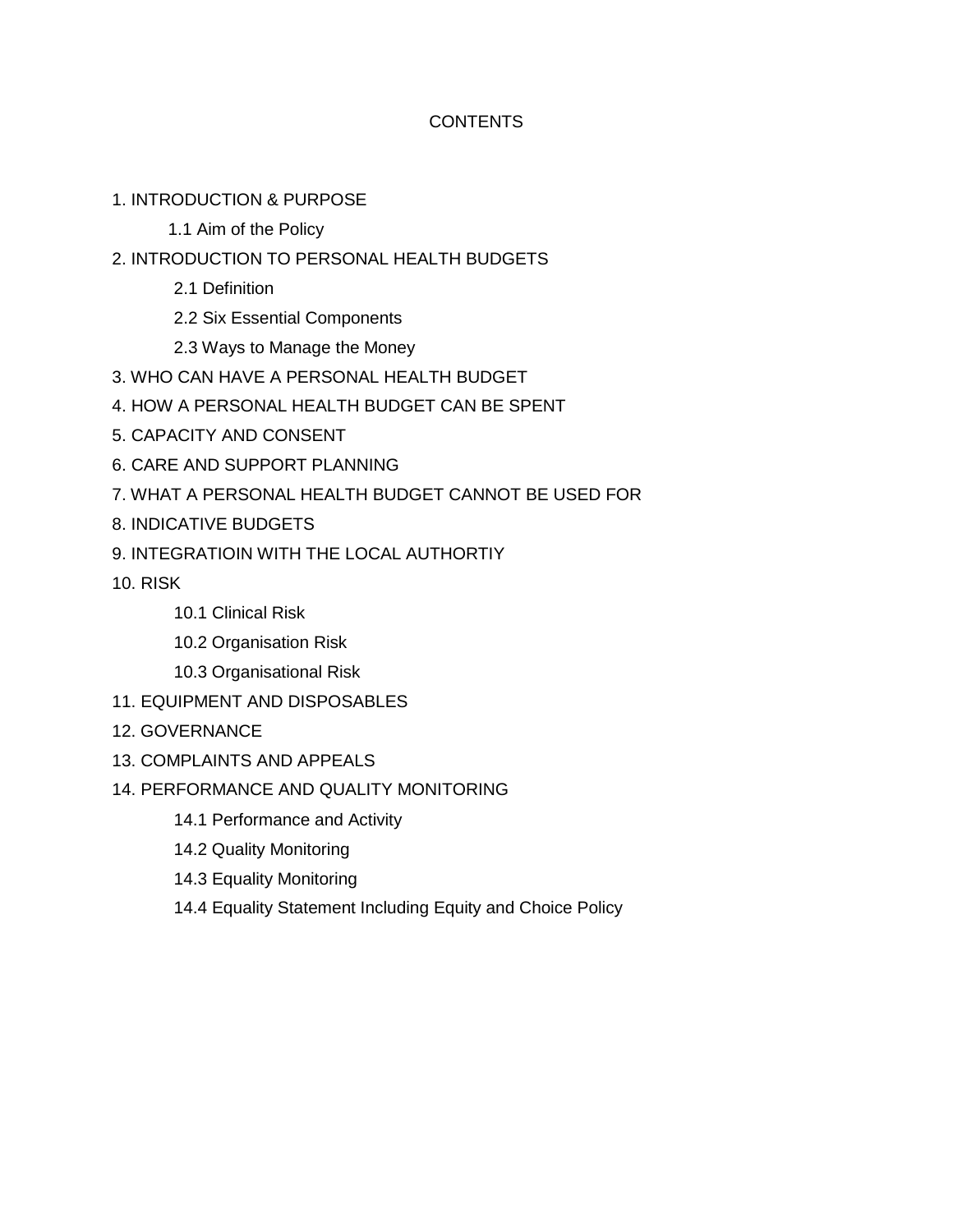CONTENTS

1. INTRODUCTION & PURPOSE
    - 1.1 Aim of the Policy
2. INTRODUCTION TO PERSONAL HEALTH BUDGETS
    - 2.1 Definition
    - 2.2 Six Essential Components
    - 2.3 Ways to Manage the Money
3. WHO CAN HAVE A PERSONAL HEALTH BUDGET
4. HOW A PERSONAL HEALTH BUDGET CAN BE SPENT
5. CAPACITY AND CONSENT
6. CARE AND SUPPORT PLANNING
7. WHAT A PERSONAL HEALTH BUDGET CANNOT BE USED FOR
8. INDICATIVE BUDGETS
9. INTEGRATIOIN WITH THE LOCAL AUTHORTIY
10. RISK
    - 10.1 Clinical Risk
    - 10.2 Organisation Risk
    - 10.3 Organisational Risk
11. EQUIPMENT AND DISPOSABLES
12. GOVERNANCE
13. COMPLAINTS AND APPEALS
14. PERFORMANCE AND QUALITY MONITORING
    - 14.1 Performance and Activity
    - 14.2 Quality Monitoring
    - 14.3 Equality Monitoring
    - 14.4 Equality Statement Including Equity and Choice Policy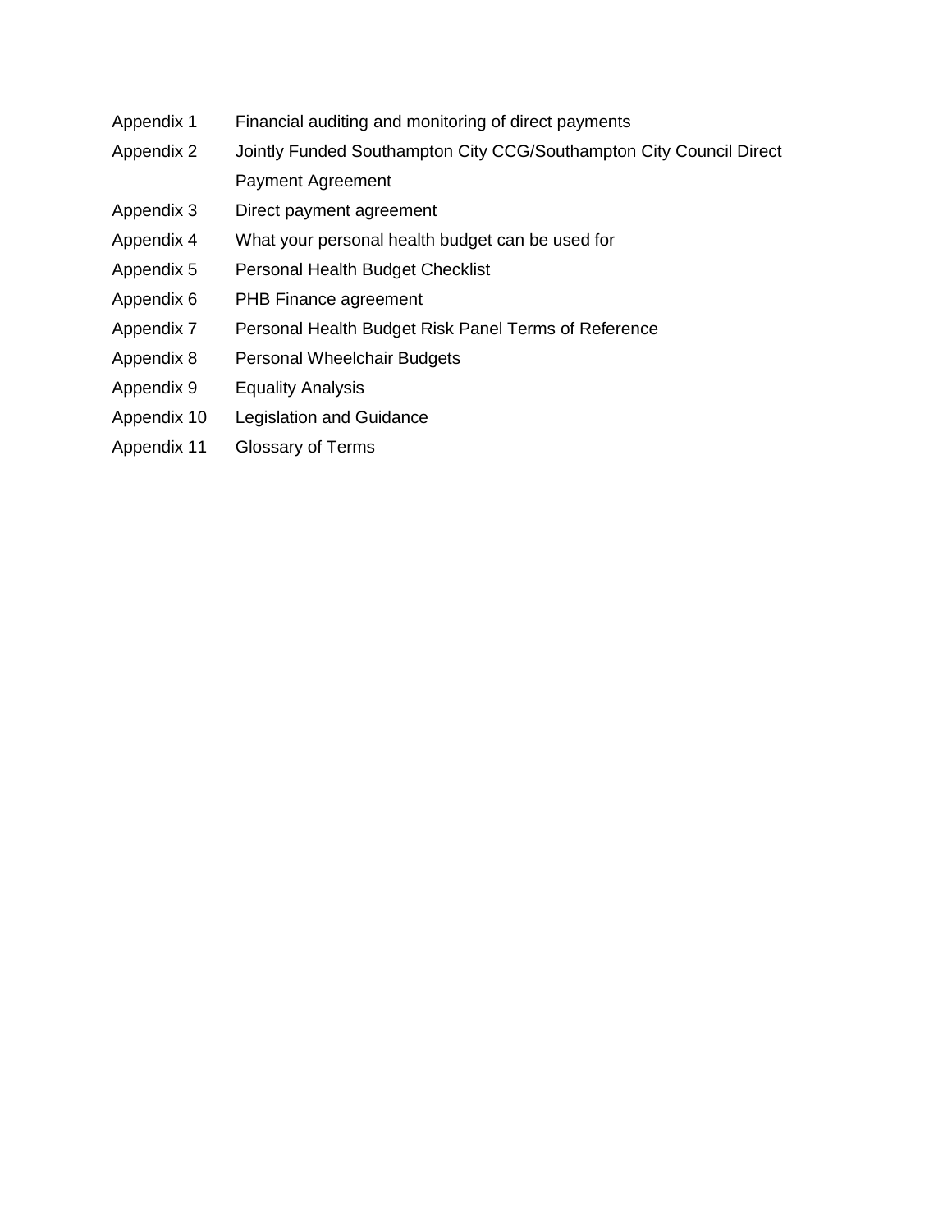| | |
|---|---|
| Appendix 1 | Financial auditing and monitoring of direct payments |
| Appendix 2 | Jointly Funded Southampton City CCG/Southampton City Council Direct Payment Agreement |
| Appendix 3 | Direct payment agreement |
| Appendix 4 | What your personal health budget can be used for |
| Appendix 5 | Personal Health Budget Checklist |
| Appendix 6 | PHB Finance agreement |
| Appendix 7 | Personal Health Budget Risk Panel Terms of Reference |
| Appendix 8 | Personal Wheelchair Budgets |
| Appendix 9 | Equality Analysis |
| Appendix 10 | Legislation and Guidance |
| Appendix 11 | Glossary of Terms |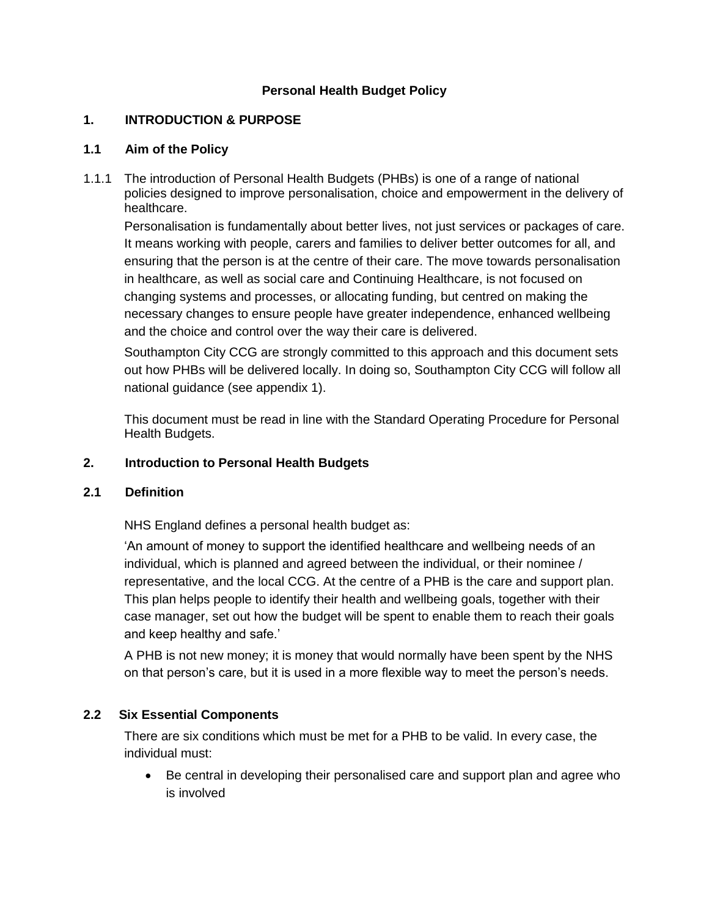**Personal Health Budget Policy**

## 1. INTRODUCTION & PURPOSE

### 1.1 Aim of the Policy

1.1.1 The introduction of Personal Health Budgets (PHBs) is one of a range of national policies designed to improve personalisation, choice and empowerment in the delivery of healthcare.

Personalisation is fundamentally about better lives, not just services or packages of care. It means working with people, carers and families to deliver better outcomes for all, and ensuring that the person is at the centre of their care. The move towards personalisation in healthcare, as well as social care and Continuing Healthcare, is not focused on changing systems and processes, or allocating funding, but centred on making the necessary changes to ensure people have greater independence, enhanced wellbeing and the choice and control over the way their care is delivered.

Southampton City CCG are strongly committed to this approach and this document sets out how PHBs will be delivered locally. In doing so, Southampton City CCG will follow all national guidance (see appendix 1).

This document must be read in line with the Standard Operating Procedure for Personal Health Budgets.

## 2. Introduction to Personal Health Budgets

### 2.1 Definition

NHS England defines a personal health budget as:

'An amount of money to support the identified healthcare and wellbeing needs of an individual, which is planned and agreed between the individual, or their nominee / representative, and the local CCG. At the centre of a PHB is the care and support plan. This plan helps people to identify their health and wellbeing goals, together with their case manager, set out how the budget will be spent to enable them to reach their goals and keep healthy and safe.'

A PHB is not new money; it is money that would normally have been spent by the NHS on that person's care, but it is used in a more flexible way to meet the person's needs.

### 2.2 Six Essential Components

There are six conditions which must be met for a PHB to be valid. In every case, the individual must:

- Be central in developing their personalised care and support plan and agree who is involved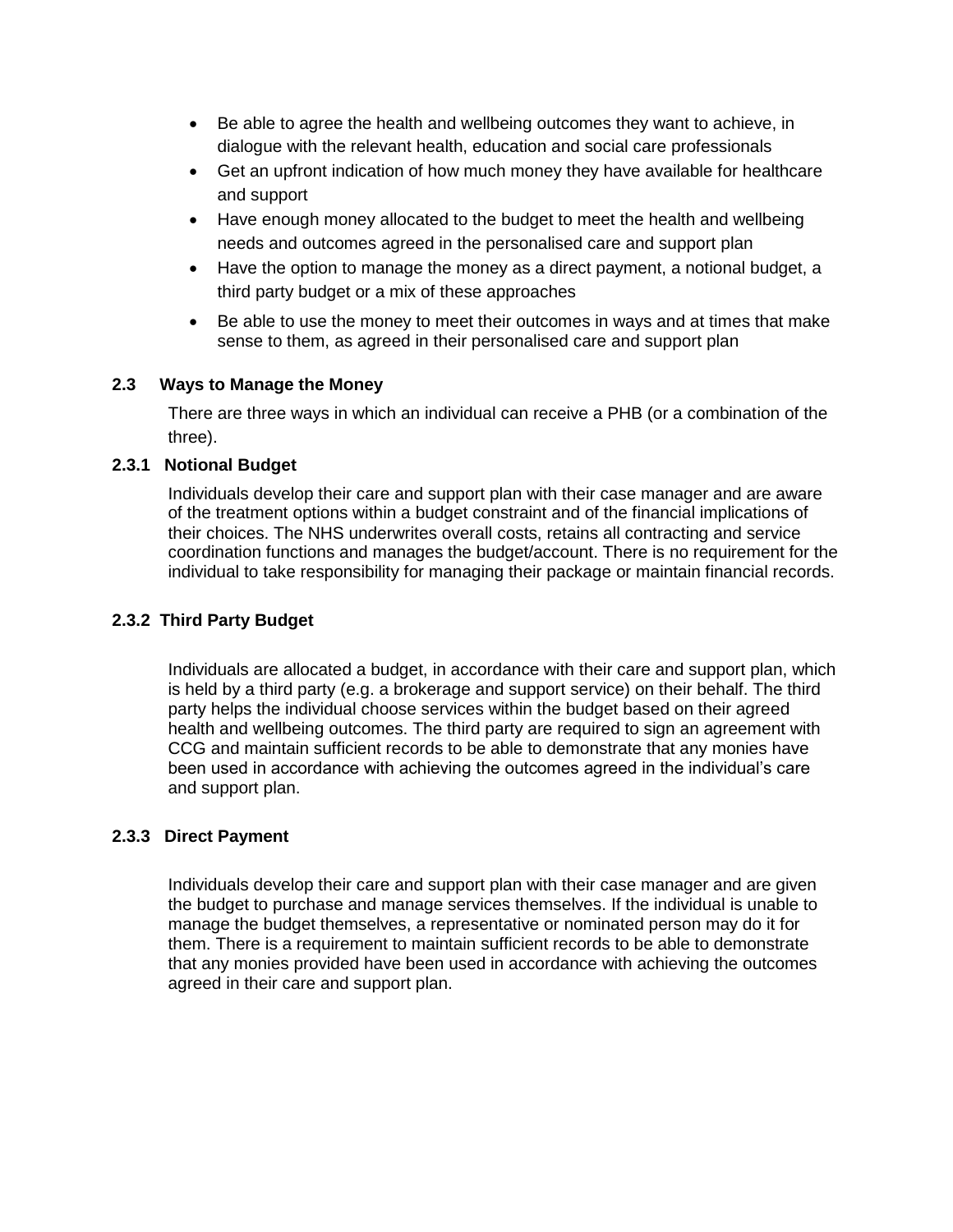- Be able to agree the health and wellbeing outcomes they want to achieve, in dialogue with the relevant health, education and social care professionals
- Get an upfront indication of how much money they have available for healthcare and support
- Have enough money allocated to the budget to meet the health and wellbeing needs and outcomes agreed in the personalised care and support plan
- Have the option to manage the money as a direct payment, a notional budget, a third party budget or a mix of these approaches
- Be able to use the money to meet their outcomes in ways and at times that make sense to them, as agreed in their personalised care and support plan

## 2.3 Ways to Manage the Money

There are three ways in which an individual can receive a PHB (or a combination of the three).

### 2.3.1 Notional Budget

Individuals develop their care and support plan with their case manager and are aware of the treatment options within a budget constraint and of the financial implications of their choices. The NHS underwrites overall costs, retains all contracting and service coordination functions and manages the budget/account. There is no requirement for the individual to take responsibility for managing their package or maintain financial records.

### 2.3.2 Third Party Budget

Individuals are allocated a budget, in accordance with their care and support plan, which is held by a third party (e.g. a brokerage and support service) on their behalf. The third party helps the individual choose services within the budget based on their agreed health and wellbeing outcomes. The third party are required to sign an agreement with CCG and maintain sufficient records to be able to demonstrate that any monies have been used in accordance with achieving the outcomes agreed in the individual's care and support plan.

### 2.3.3 Direct Payment

Individuals develop their care and support plan with their case manager and are given the budget to purchase and manage services themselves. If the individual is unable to manage the budget themselves, a representative or nominated person may do it for them. There is a requirement to maintain sufficient records to be able to demonstrate that any monies provided have been used in accordance with achieving the outcomes agreed in their care and support plan.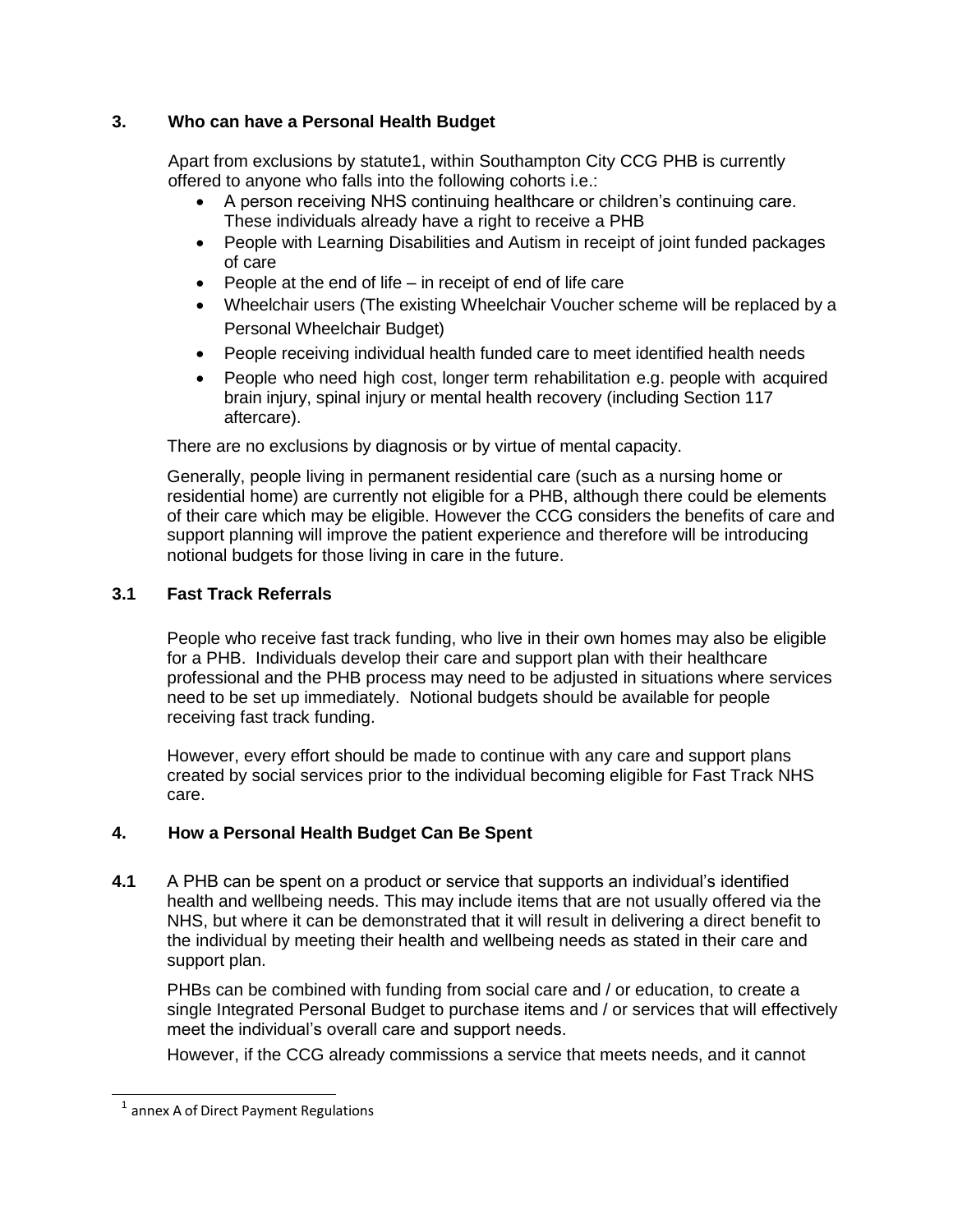## 3. Who can have a Personal Health Budget

Apart from exclusions by statute[1], within Southampton City CCG PHB is currently offered to anyone who falls into the following cohorts i.e.:

- A person receiving NHS continuing healthcare or children's continuing care. These individuals already have a right to receive a PHB
- People with Learning Disabilities and Autism in receipt of joint funded packages of care
- People at the end of life – in receipt of end of life care
- Wheelchair users (The existing Wheelchair Voucher scheme will be replaced by a Personal Wheelchair Budget)
- People receiving individual health funded care to meet identified health needs
- People who need high cost, longer term rehabilitation e.g. people with acquired brain injury, spinal injury or mental health recovery (including Section 117 aftercare).

There are no exclusions by diagnosis or by virtue of mental capacity.

Generally, people living in permanent residential care (such as a nursing home or residential home) are currently not eligible for a PHB, although there could be elements of their care which may be eligible. However the CCG considers the benefits of care and support planning will improve the patient experience and therefore will be introducing notional budgets for those living in care in the future.

### 3.1 Fast Track Referrals

People who receive fast track funding, who live in their own homes may also be eligible for a PHB. Individuals develop their care and support plan with their healthcare professional and the PHB process may need to be adjusted in situations where services need to be set up immediately. Notional budgets should be available for people receiving fast track funding.

However, every effort should be made to continue with any care and support plans created by social services prior to the individual becoming eligible for Fast Track NHS care.

## 4. How a Personal Health Budget Can Be Spent

**4.1** A PHB can be spent on a product or service that supports an individual's identified health and wellbeing needs. This may include items that are not usually offered via the NHS, but where it can be demonstrated that it will result in delivering a direct benefit to the individual by meeting their health and wellbeing needs as stated in their care and support plan.

PHBs can be combined with funding from social care and / or education, to create a single Integrated Personal Budget to purchase items and / or services that will effectively meet the individual's overall care and support needs.

However, if the CCG already commissions a service that meets needs, and it cannot

[1] annex A of Direct Payment Regulations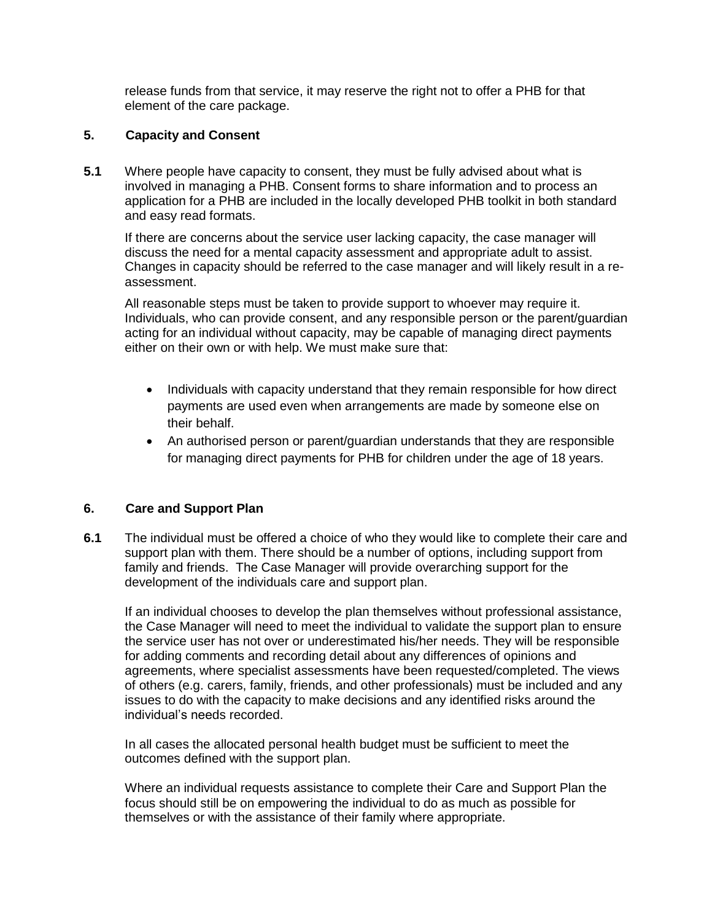release funds from that service, it may reserve the right not to offer a PHB for that element of the care package.

## 5. Capacity and Consent

**5.1** Where people have capacity to consent, they must be fully advised about what is involved in managing a PHB. Consent forms to share information and to process an application for a PHB are included in the locally developed PHB toolkit in both standard and easy read formats.

If there are concerns about the service user lacking capacity, the case manager will discuss the need for a mental capacity assessment and appropriate adult to assist. Changes in capacity should be referred to the case manager and will likely result in a re-assessment.

All reasonable steps must be taken to provide support to whoever may require it. Individuals, who can provide consent, and any responsible person or the parent/guardian acting for an individual without capacity, may be capable of managing direct payments either on their own or with help. We must make sure that:

- Individuals with capacity understand that they remain responsible for how direct payments are used even when arrangements are made by someone else on their behalf.
- An authorised person or parent/guardian understands that they are responsible for managing direct payments for PHB for children under the age of 18 years.

## 6. Care and Support Plan

**6.1** The individual must be offered a choice of who they would like to complete their care and support plan with them. There should be a number of options, including support from family and friends. The Case Manager will provide overarching support for the development of the individuals care and support plan.

If an individual chooses to develop the plan themselves without professional assistance, the Case Manager will need to meet the individual to validate the support plan to ensure the service user has not over or underestimated his/her needs. They will be responsible for adding comments and recording detail about any differences of opinions and agreements, where specialist assessments have been requested/completed. The views of others (e.g. carers, family, friends, and other professionals) must be included and any issues to do with the capacity to make decisions and any identified risks around the individual's needs recorded.

In all cases the allocated personal health budget must be sufficient to meet the outcomes defined with the support plan.

Where an individual requests assistance to complete their Care and Support Plan the focus should still be on empowering the individual to do as much as possible for themselves or with the assistance of their family where appropriate.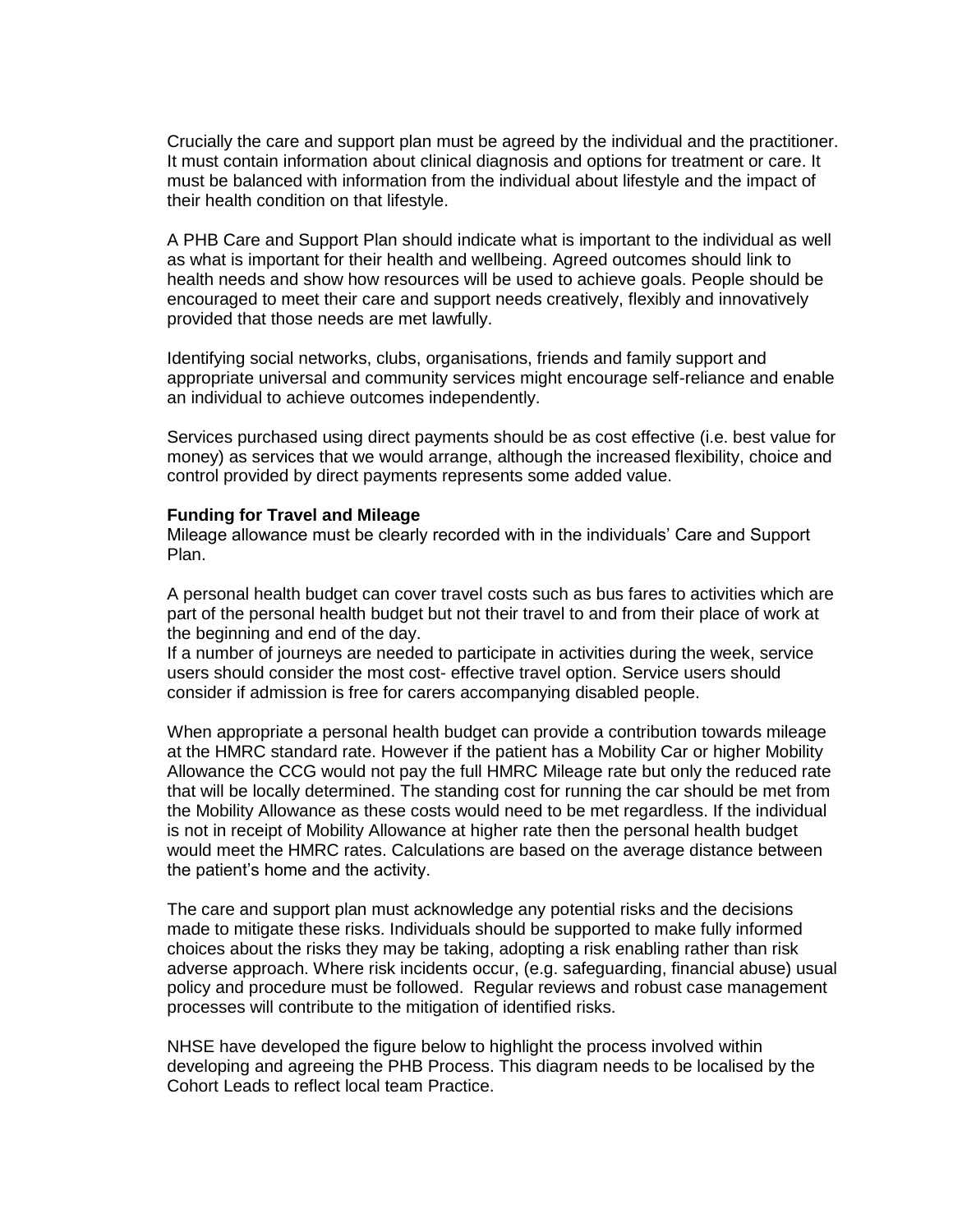Crucially the care and support plan must be agreed by the individual and the practitioner. It must contain information about clinical diagnosis and options for treatment or care. It must be balanced with information from the individual about lifestyle and the impact of their health condition on that lifestyle.

A PHB Care and Support Plan should indicate what is important to the individual as well as what is important for their health and wellbeing. Agreed outcomes should link to health needs and show how resources will be used to achieve goals. People should be encouraged to meet their care and support needs creatively, flexibly and innovatively provided that those needs are met lawfully.

Identifying social networks, clubs, organisations, friends and family support and appropriate universal and community services might encourage self-reliance and enable an individual to achieve outcomes independently.

Services purchased using direct payments should be as cost effective (i.e. best value for money) as services that we would arrange, although the increased flexibility, choice and control provided by direct payments represents some added value.

**Funding for Travel and Mileage**

Mileage allowance must be clearly recorded with in the individuals' Care and Support Plan.

A personal health budget can cover travel costs such as bus fares to activities which are part of the personal health budget but not their travel to and from their place of work at the beginning and end of the day.

If a number of journeys are needed to participate in activities during the week, service users should consider the most cost- effective travel option. Service users should consider if admission is free for carers accompanying disabled people.

When appropriate a personal health budget can provide a contribution towards mileage at the HMRC standard rate. However if the patient has a Mobility Car or higher Mobility Allowance the CCG would not pay the full HMRC Mileage rate but only the reduced rate that will be locally determined. The standing cost for running the car should be met from the Mobility Allowance as these costs would need to be met regardless. If the individual is not in receipt of Mobility Allowance at higher rate then the personal health budget would meet the HMRC rates. Calculations are based on the average distance between the patient's home and the activity.

The care and support plan must acknowledge any potential risks and the decisions made to mitigate these risks. Individuals should be supported to make fully informed choices about the risks they may be taking, adopting a risk enabling rather than risk adverse approach. Where risk incidents occur, (e.g. safeguarding, financial abuse) usual policy and procedure must be followed. Regular reviews and robust case management processes will contribute to the mitigation of identified risks.

NHSE have developed the figure below to highlight the process involved within developing and agreeing the PHB Process. This diagram needs to be localised by the Cohort Leads to reflect local team Practice.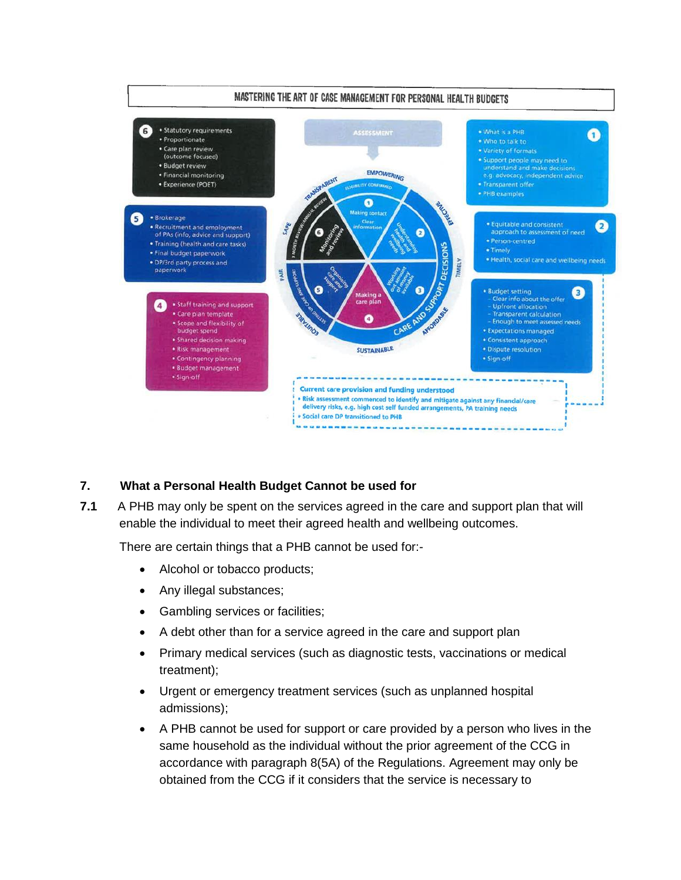**MASTERING THE ART OF CASE MANAGEMENT FOR PERSONAL HEALTH BUDGETS**

**1**
- What is a PHB
- Who to talk to
- Variety of formats
- Support people may need to understand and make decisions e.g. advocacy, independent advice
- Transparent offer
- PHB examples

**2**
- Equitable and consistent approach to assessment of need
- Person-centred
- Timely
- Health, social care and wellbeing needs

**3**
- Budget setting
  - Clear info about the offer
  - Upfront allocation
  - Transparent calculation
  - Enough to meet assessed needs
- Expectations managed
- Consistent approach
- Dispute resolution
- Sign-off

**4**
- Staff training and support
- Care plan template
- Scope and flexibility of budget spend
- Shared decision making
- Risk management
- Contingency planning
- Budget management
- Sign-off

**5**
- Brokerage
- Recruitment and employment of PAs (info, advice and support)
- Training (health and care tasks)
- Final budget paperwork
- DP/3rd party process and paperwork

**6**
- Statutory requirements
- Proportionate
- Care plan review (outcome focused)
- Budget review
- Financial monitoring
- Experience (POET)

ASSESSMENT

EMPOWERING – ELIGIBILITY CONFIRMED – EFFECTIVE – TIMELY – AFFORDABLE – SUSTAINABLE – EQUITABLE – FAIR – SAFE – TRANSPARENT

CARE AND SUPPORT DECISIONS

1 Making contact – Clear information; 2 Understanding health and wellbeing needs; 3 Working out amount of money available; 4 Making a care plan; 5 Organising care and support; 6 Monitoring and review

Current care provision and funding understood
- Risk assessment commenced to identify and mitigate against any financial/care delivery risks, e.g. high cost self funded arrangements, PA training needs
- Social care DP transitioned to PHB

## 7. What a Personal Health Budget Cannot be used for

**7.1** A PHB may only be spent on the services agreed in the care and support plan that will enable the individual to meet their agreed health and wellbeing outcomes.

There are certain things that a PHB cannot be used for:-

- Alcohol or tobacco products;
- Any illegal substances;
- Gambling services or facilities;
- A debt other than for a service agreed in the care and support plan
- Primary medical services (such as diagnostic tests, vaccinations or medical treatment);
- Urgent or emergency treatment services (such as unplanned hospital admissions);
- A PHB cannot be used for support or care provided by a person who lives in the same household as the individual without the prior agreement of the CCG in accordance with paragraph 8(5A) of the Regulations. Agreement may only be obtained from the CCG if it considers that the service is necessary to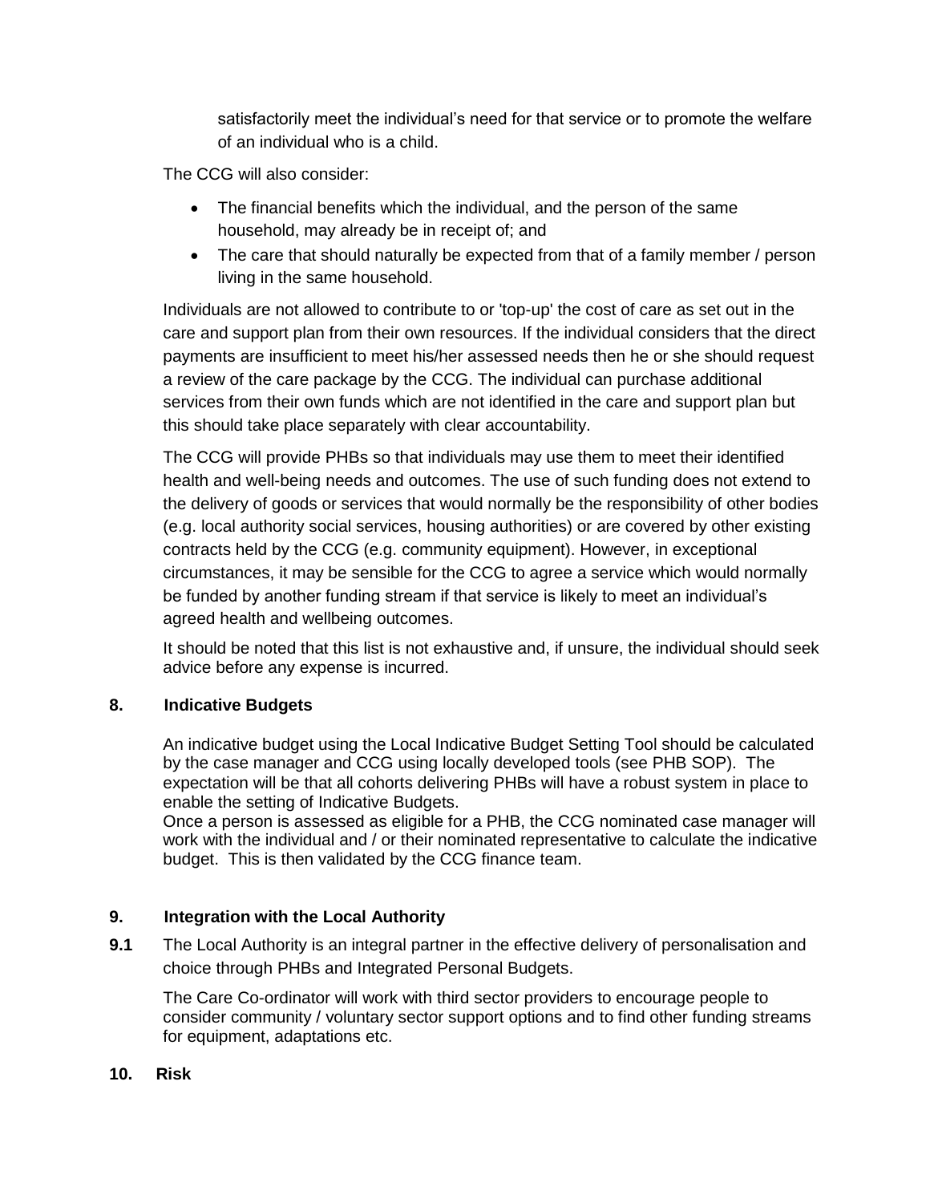satisfactorily meet the individual's need for that service or to promote the welfare of an individual who is a child.

The CCG will also consider:

- The financial benefits which the individual, and the person of the same household, may already be in receipt of; and
- The care that should naturally be expected from that of a family member / person living in the same household.

Individuals are not allowed to contribute to or 'top-up' the cost of care as set out in the care and support plan from their own resources. If the individual considers that the direct payments are insufficient to meet his/her assessed needs then he or she should request a review of the care package by the CCG. The individual can purchase additional services from their own funds which are not identified in the care and support plan but this should take place separately with clear accountability.

The CCG will provide PHBs so that individuals may use them to meet their identified health and well-being needs and outcomes. The use of such funding does not extend to the delivery of goods or services that would normally be the responsibility of other bodies (e.g. local authority social services, housing authorities) or are covered by other existing contracts held by the CCG (e.g. community equipment). However, in exceptional circumstances, it may be sensible for the CCG to agree a service which would normally be funded by another funding stream if that service is likely to meet an individual's agreed health and wellbeing outcomes.

It should be noted that this list is not exhaustive and, if unsure, the individual should seek advice before any expense is incurred.

## 8. Indicative Budgets

An indicative budget using the Local Indicative Budget Setting Tool should be calculated by the case manager and CCG using locally developed tools (see PHB SOP). The expectation will be that all cohorts delivering PHBs will have a robust system in place to enable the setting of Indicative Budgets.
Once a person is assessed as eligible for a PHB, the CCG nominated case manager will work with the individual and / or their nominated representative to calculate the indicative budget. This is then validated by the CCG finance team.

## 9. Integration with the Local Authority

**9.1** The Local Authority is an integral partner in the effective delivery of personalisation and choice through PHBs and Integrated Personal Budgets.

The Care Co-ordinator will work with third sector providers to encourage people to consider community / voluntary sector support options and to find other funding streams for equipment, adaptations etc.

## 10. Risk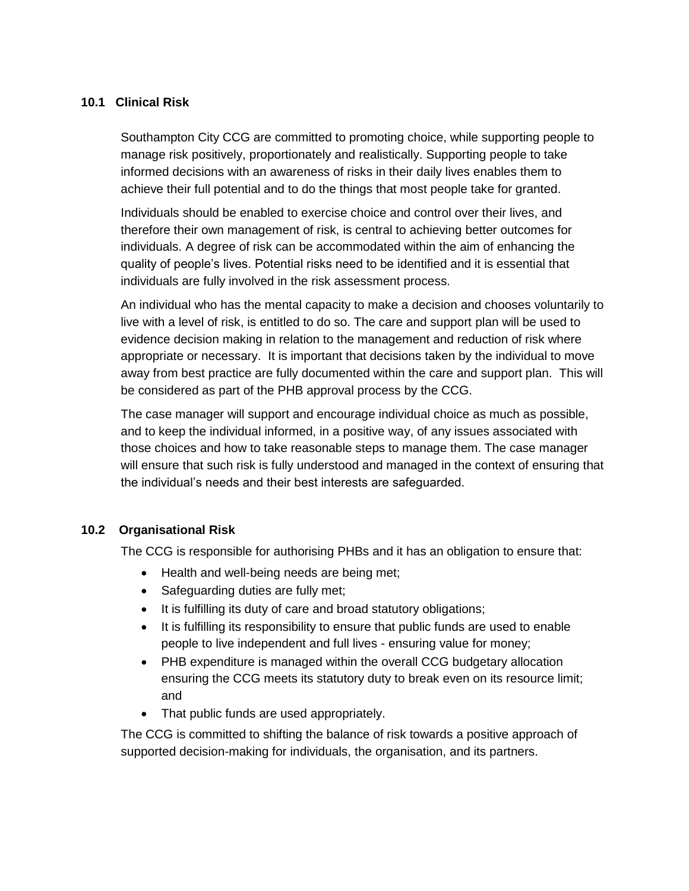### 10.1 Clinical Risk

Southampton City CCG are committed to promoting choice, while supporting people to manage risk positively, proportionately and realistically. Supporting people to take informed decisions with an awareness of risks in their daily lives enables them to achieve their full potential and to do the things that most people take for granted.

Individuals should be enabled to exercise choice and control over their lives, and therefore their own management of risk, is central to achieving better outcomes for individuals. A degree of risk can be accommodated within the aim of enhancing the quality of people's lives. Potential risks need to be identified and it is essential that individuals are fully involved in the risk assessment process.

An individual who has the mental capacity to make a decision and chooses voluntarily to live with a level of risk, is entitled to do so. The care and support plan will be used to evidence decision making in relation to the management and reduction of risk where appropriate or necessary. It is important that decisions taken by the individual to move away from best practice are fully documented within the care and support plan. This will be considered as part of the PHB approval process by the CCG.

The case manager will support and encourage individual choice as much as possible, and to keep the individual informed, in a positive way, of any issues associated with those choices and how to take reasonable steps to manage them. The case manager will ensure that such risk is fully understood and managed in the context of ensuring that the individual's needs and their best interests are safeguarded.

### 10.2 Organisational Risk

The CCG is responsible for authorising PHBs and it has an obligation to ensure that:

- Health and well-being needs are being met;
- Safeguarding duties are fully met;
- It is fulfilling its duty of care and broad statutory obligations;
- It is fulfilling its responsibility to ensure that public funds are used to enable people to live independent and full lives - ensuring value for money;
- PHB expenditure is managed within the overall CCG budgetary allocation ensuring the CCG meets its statutory duty to break even on its resource limit; and
- That public funds are used appropriately.

The CCG is committed to shifting the balance of risk towards a positive approach of supported decision-making for individuals, the organisation, and its partners.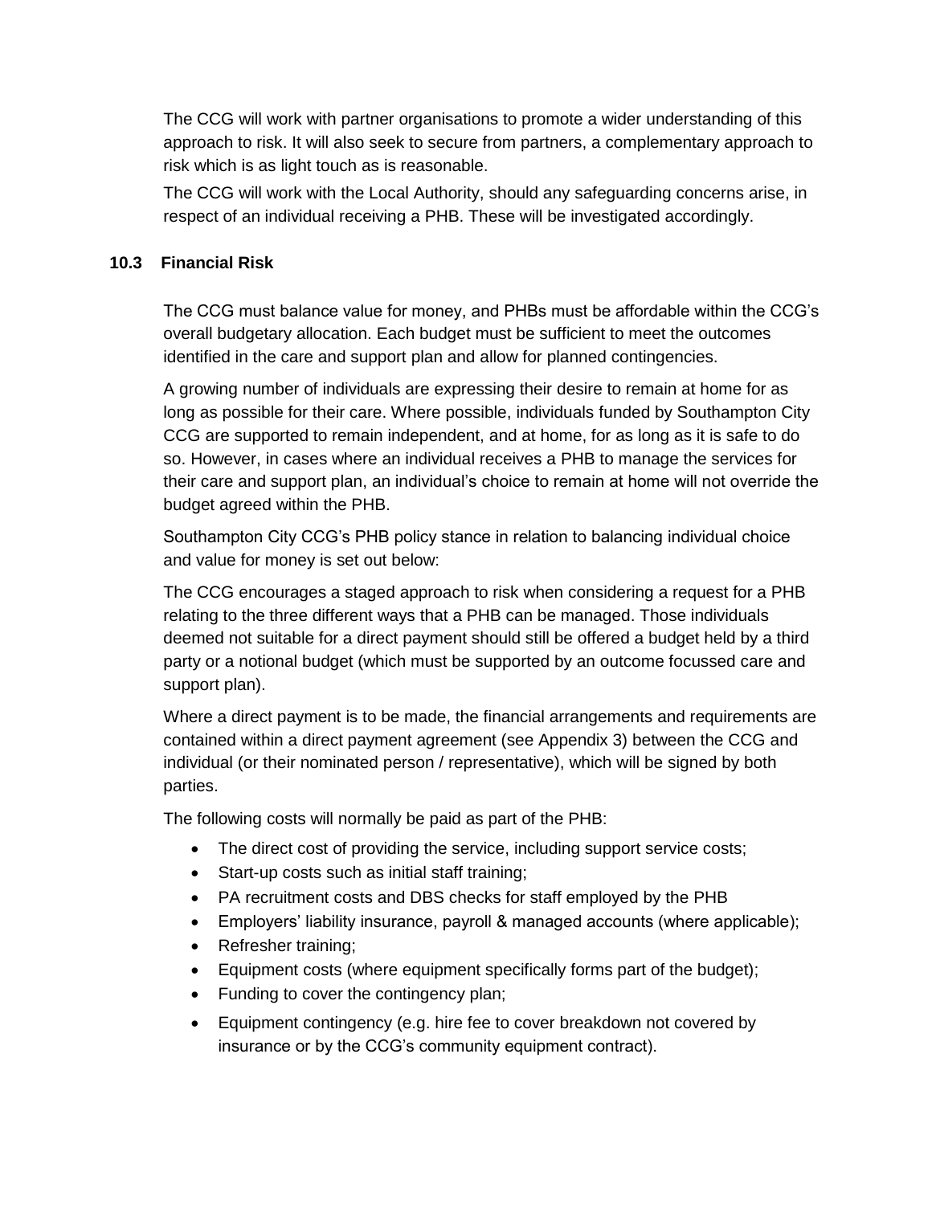The CCG will work with partner organisations to promote a wider understanding of this approach to risk. It will also seek to secure from partners, a complementary approach to risk which is as light touch as is reasonable.

The CCG will work with the Local Authority, should any safeguarding concerns arise, in respect of an individual receiving a PHB. These will be investigated accordingly.

### 10.3 Financial Risk

The CCG must balance value for money, and PHBs must be affordable within the CCG's overall budgetary allocation. Each budget must be sufficient to meet the outcomes identified in the care and support plan and allow for planned contingencies.

A growing number of individuals are expressing their desire to remain at home for as long as possible for their care. Where possible, individuals funded by Southampton City CCG are supported to remain independent, and at home, for as long as it is safe to do so. However, in cases where an individual receives a PHB to manage the services for their care and support plan, an individual's choice to remain at home will not override the budget agreed within the PHB.

Southampton City CCG's PHB policy stance in relation to balancing individual choice and value for money is set out below:

The CCG encourages a staged approach to risk when considering a request for a PHB relating to the three different ways that a PHB can be managed. Those individuals deemed not suitable for a direct payment should still be offered a budget held by a third party or a notional budget (which must be supported by an outcome focussed care and support plan).

Where a direct payment is to be made, the financial arrangements and requirements are contained within a direct payment agreement (see Appendix 3) between the CCG and individual (or their nominated person / representative), which will be signed by both parties.

The following costs will normally be paid as part of the PHB:

- The direct cost of providing the service, including support service costs;
- Start-up costs such as initial staff training;
- PA recruitment costs and DBS checks for staff employed by the PHB
- Employers' liability insurance, payroll & managed accounts (where applicable);
- Refresher training;
- Equipment costs (where equipment specifically forms part of the budget);
- Funding to cover the contingency plan;
- Equipment contingency (e.g. hire fee to cover breakdown not covered by insurance or by the CCG's community equipment contract).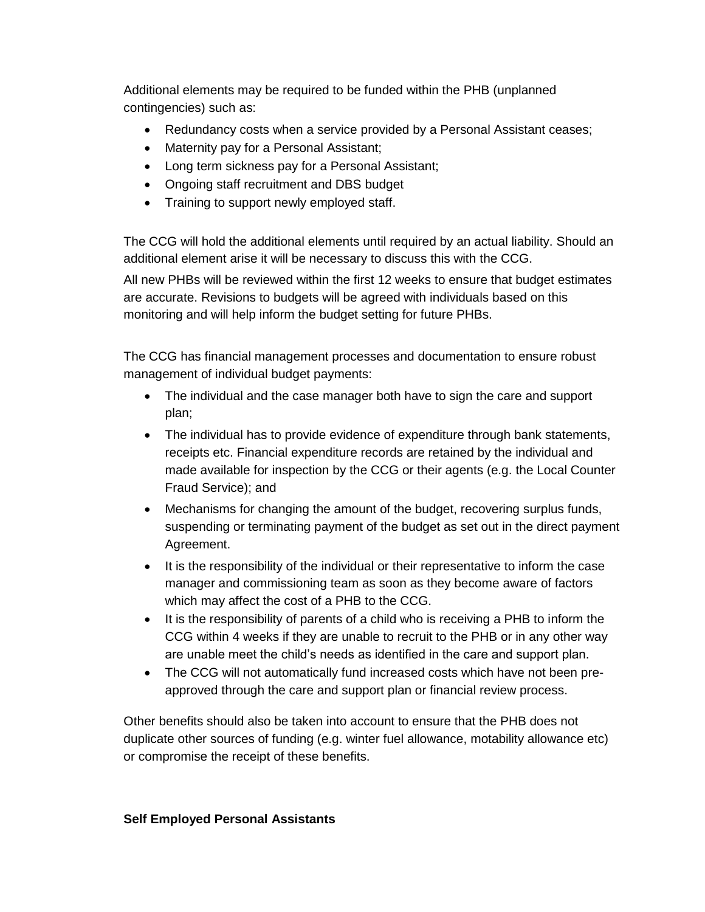Additional elements may be required to be funded within the PHB (unplanned contingencies) such as:

- Redundancy costs when a service provided by a Personal Assistant ceases;
- Maternity pay for a Personal Assistant;
- Long term sickness pay for a Personal Assistant;
- Ongoing staff recruitment and DBS budget
- Training to support newly employed staff.

The CCG will hold the additional elements until required by an actual liability. Should an additional element arise it will be necessary to discuss this with the CCG.

All new PHBs will be reviewed within the first 12 weeks to ensure that budget estimates are accurate. Revisions to budgets will be agreed with individuals based on this monitoring and will help inform the budget setting for future PHBs.

The CCG has financial management processes and documentation to ensure robust management of individual budget payments:

- The individual and the case manager both have to sign the care and support plan;
- The individual has to provide evidence of expenditure through bank statements, receipts etc. Financial expenditure records are retained by the individual and made available for inspection by the CCG or their agents (e.g. the Local Counter Fraud Service); and
- Mechanisms for changing the amount of the budget, recovering surplus funds, suspending or terminating payment of the budget as set out in the direct payment Agreement.
- It is the responsibility of the individual or their representative to inform the case manager and commissioning team as soon as they become aware of factors which may affect the cost of a PHB to the CCG.
- It is the responsibility of parents of a child who is receiving a PHB to inform the CCG within 4 weeks if they are unable to recruit to the PHB or in any other way are unable meet the child's needs as identified in the care and support plan.
- The CCG will not automatically fund increased costs which have not been pre-approved through the care and support plan or financial review process.

Other benefits should also be taken into account to ensure that the PHB does not duplicate other sources of funding (e.g. winter fuel allowance, motability allowance etc) or compromise the receipt of these benefits.

**Self Employed Personal Assistants**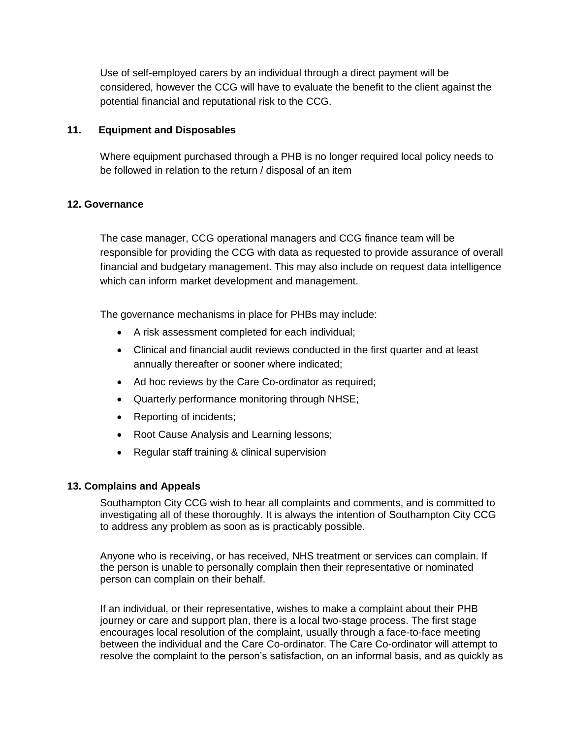Use of self-employed carers by an individual through a direct payment will be considered, however the CCG will have to evaluate the benefit to the client against the potential financial and reputational risk to the CCG.

## 11. Equipment and Disposables

Where equipment purchased through a PHB is no longer required local policy needs to be followed in relation to the return / disposal of an item

## 12. Governance

The case manager, CCG operational managers and CCG finance team will be responsible for providing the CCG with data as requested to provide assurance of overall financial and budgetary management. This may also include on request data intelligence which can inform market development and management.

The governance mechanisms in place for PHBs may include:

- A risk assessment completed for each individual;
- Clinical and financial audit reviews conducted in the first quarter and at least annually thereafter or sooner where indicated;
- Ad hoc reviews by the Care Co-ordinator as required;
- Quarterly performance monitoring through NHSE;
- Reporting of incidents;
- Root Cause Analysis and Learning lessons;
- Regular staff training & clinical supervision

## 13. Complains and Appeals

Southampton City CCG wish to hear all complaints and comments, and is committed to investigating all of these thoroughly. It is always the intention of Southampton City CCG to address any problem as soon as is practicably possible.

Anyone who is receiving, or has received, NHS treatment or services can complain. If the person is unable to personally complain then their representative or nominated person can complain on their behalf.

If an individual, or their representative, wishes to make a complaint about their PHB journey or care and support plan, there is a local two-stage process. The first stage encourages local resolution of the complaint, usually through a face-to-face meeting between the individual and the Care Co-ordinator. The Care Co-ordinator will attempt to resolve the complaint to the person's satisfaction, on an informal basis, and as quickly as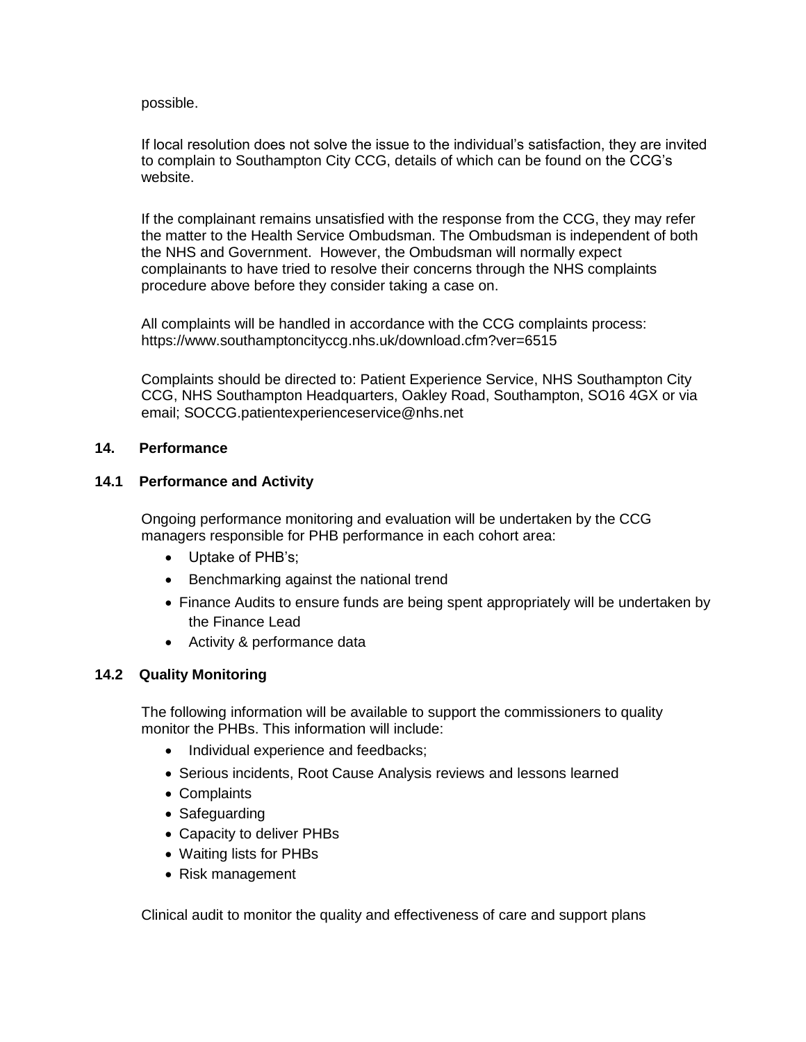possible.

If local resolution does not solve the issue to the individual's satisfaction, they are invited to complain to Southampton City CCG, details of which can be found on the CCG's website.

If the complainant remains unsatisfied with the response from the CCG, they may refer the matter to the Health Service Ombudsman. The Ombudsman is independent of both the NHS and Government. However, the Ombudsman will normally expect complainants to have tried to resolve their concerns through the NHS complaints procedure above before they consider taking a case on.

All complaints will be handled in accordance with the CCG complaints process: https://www.southamptoncityccg.nhs.uk/download.cfm?ver=6515

Complaints should be directed to: Patient Experience Service, NHS Southampton City CCG, NHS Southampton Headquarters, Oakley Road, Southampton, SO16 4GX or via email; SOCCG.patientexperienceservice@nhs.net

## 14. Performance

### 14.1 Performance and Activity

Ongoing performance monitoring and evaluation will be undertaken by the CCG managers responsible for PHB performance in each cohort area:

- Uptake of PHB's;
- Benchmarking against the national trend
- Finance Audits to ensure funds are being spent appropriately will be undertaken by the Finance Lead
- Activity & performance data

### 14.2 Quality Monitoring

The following information will be available to support the commissioners to quality monitor the PHBs. This information will include:

- Individual experience and feedbacks;
- Serious incidents, Root Cause Analysis reviews and lessons learned
- Complaints
- Safeguarding
- Capacity to deliver PHBs
- Waiting lists for PHBs
- Risk management

Clinical audit to monitor the quality and effectiveness of care and support plans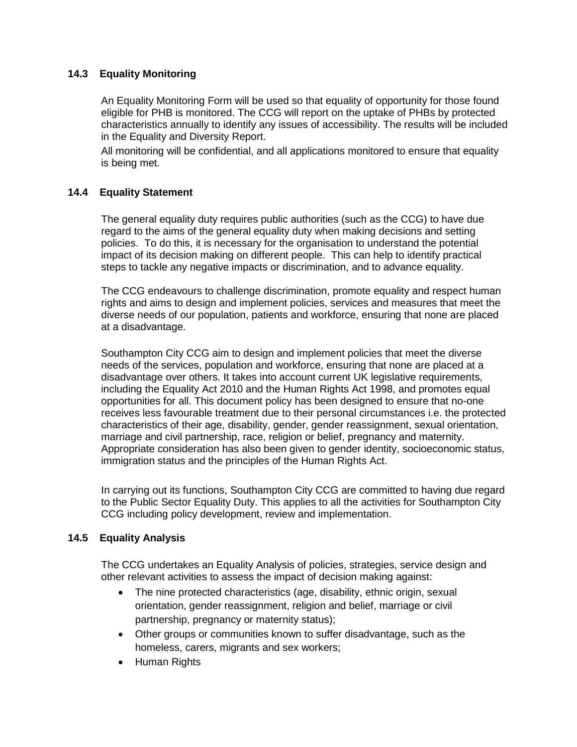### 14.3 Equality Monitoring

An Equality Monitoring Form will be used so that equality of opportunity for those found eligible for PHB is monitored. The CCG will report on the uptake of PHBs by protected characteristics annually to identify any issues of accessibility. The results will be included in the Equality and Diversity Report.

All monitoring will be confidential, and all applications monitored to ensure that equality is being met.

### 14.4 Equality Statement

The general equality duty requires public authorities (such as the CCG) to have due regard to the aims of the general equality duty when making decisions and setting policies. To do this, it is necessary for the organisation to understand the potential impact of its decision making on different people. This can help to identify practical steps to tackle any negative impacts or discrimination, and to advance equality.

The CCG endeavours to challenge discrimination, promote equality and respect human rights and aims to design and implement policies, services and measures that meet the diverse needs of our population, patients and workforce, ensuring that none are placed at a disadvantage.

Southampton City CCG aim to design and implement policies that meet the diverse needs of the services, population and workforce, ensuring that none are placed at a disadvantage over others. It takes into account current UK legislative requirements, including the Equality Act 2010 and the Human Rights Act 1998, and promotes equal opportunities for all. This document policy has been designed to ensure that no-one receives less favourable treatment due to their personal circumstances i.e. the protected characteristics of their age, disability, gender, gender reassignment, sexual orientation, marriage and civil partnership, race, religion or belief, pregnancy and maternity. Appropriate consideration has also been given to gender identity, socioeconomic status, immigration status and the principles of the Human Rights Act.

In carrying out its functions, Southampton City CCG are committed to having due regard to the Public Sector Equality Duty. This applies to all the activities for Southampton City CCG including policy development, review and implementation.

### 14.5 Equality Analysis

The CCG undertakes an Equality Analysis of policies, strategies, service design and other relevant activities to assess the impact of decision making against:

- The nine protected characteristics (age, disability, ethnic origin, sexual orientation, gender reassignment, religion and belief, marriage or civil partnership, pregnancy or maternity status);
- Other groups or communities known to suffer disadvantage, such as the homeless, carers, migrants and sex workers;
- Human Rights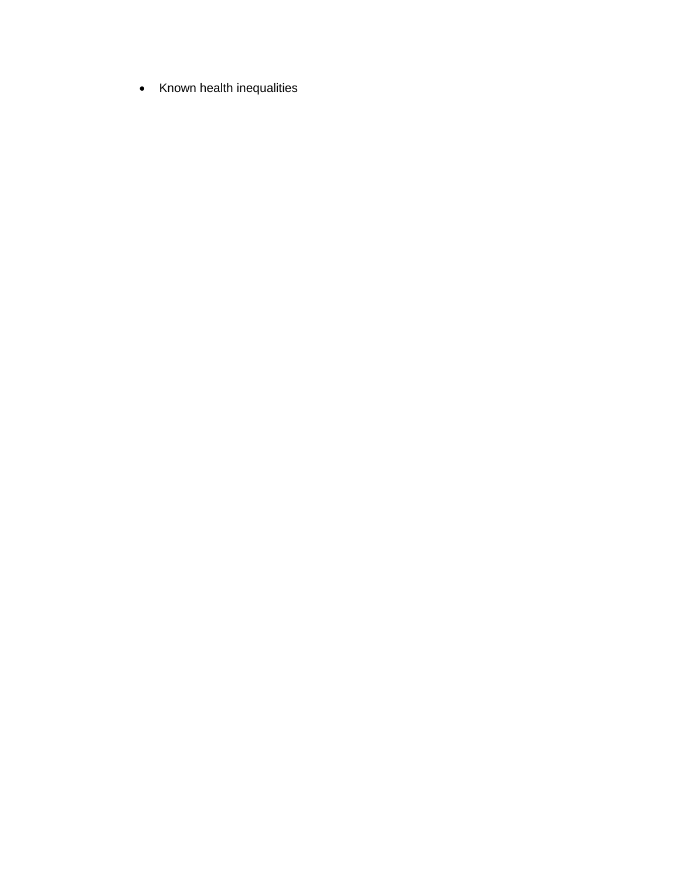- Known health inequalities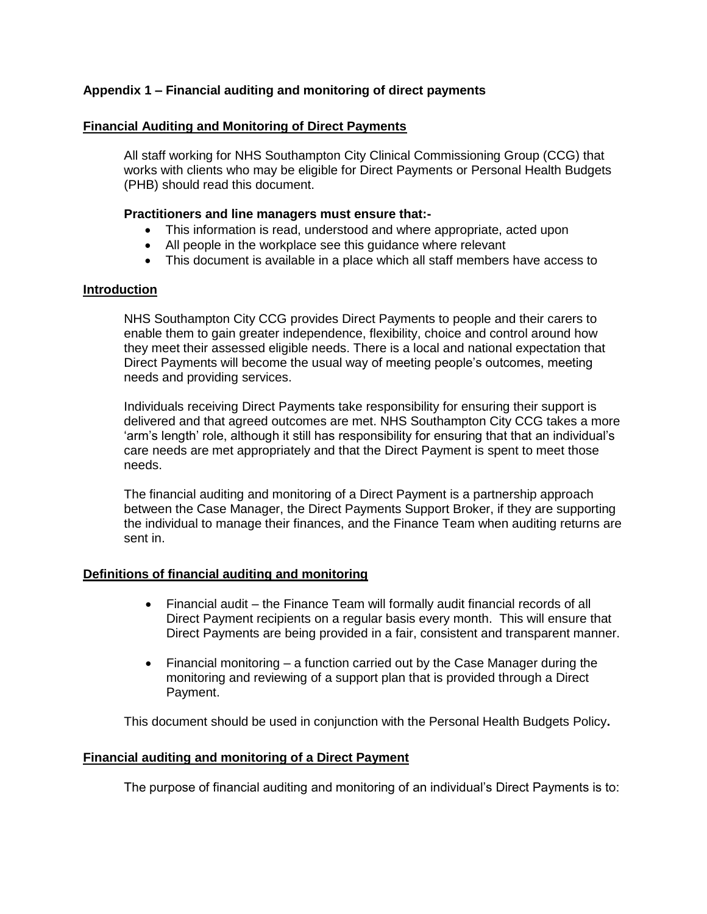## Appendix 1 – Financial auditing and monitoring of direct payments

### Financial Auditing and Monitoring of Direct Payments

All staff working for NHS Southampton City Clinical Commissioning Group (CCG) that works with clients who may be eligible for Direct Payments or Personal Health Budgets (PHB) should read this document.

**Practitioners and line managers must ensure that:-**

- This information is read, understood and where appropriate, acted upon
- All people in the workplace see this guidance where relevant
- This document is available in a place which all staff members have access to

### Introduction

NHS Southampton City CCG provides Direct Payments to people and their carers to enable them to gain greater independence, flexibility, choice and control around how they meet their assessed eligible needs. There is a local and national expectation that Direct Payments will become the usual way of meeting people's outcomes, meeting needs and providing services.

Individuals receiving Direct Payments take responsibility for ensuring their support is delivered and that agreed outcomes are met. NHS Southampton City CCG takes a more 'arm's length' role, although it still has responsibility for ensuring that that an individual's care needs are met appropriately and that the Direct Payment is spent to meet those needs.

The financial auditing and monitoring of a Direct Payment is a partnership approach between the Case Manager, the Direct Payments Support Broker, if they are supporting the individual to manage their finances, and the Finance Team when auditing returns are sent in.

### Definitions of financial auditing and monitoring

- Financial audit – the Finance Team will formally audit financial records of all Direct Payment recipients on a regular basis every month. This will ensure that Direct Payments are being provided in a fair, consistent and transparent manner.
- Financial monitoring – a function carried out by the Case Manager during the monitoring and reviewing of a support plan that is provided through a Direct Payment.

This document should be used in conjunction with the Personal Health Budgets Policy**.**

### Financial auditing and monitoring of a Direct Payment

The purpose of financial auditing and monitoring of an individual's Direct Payments is to: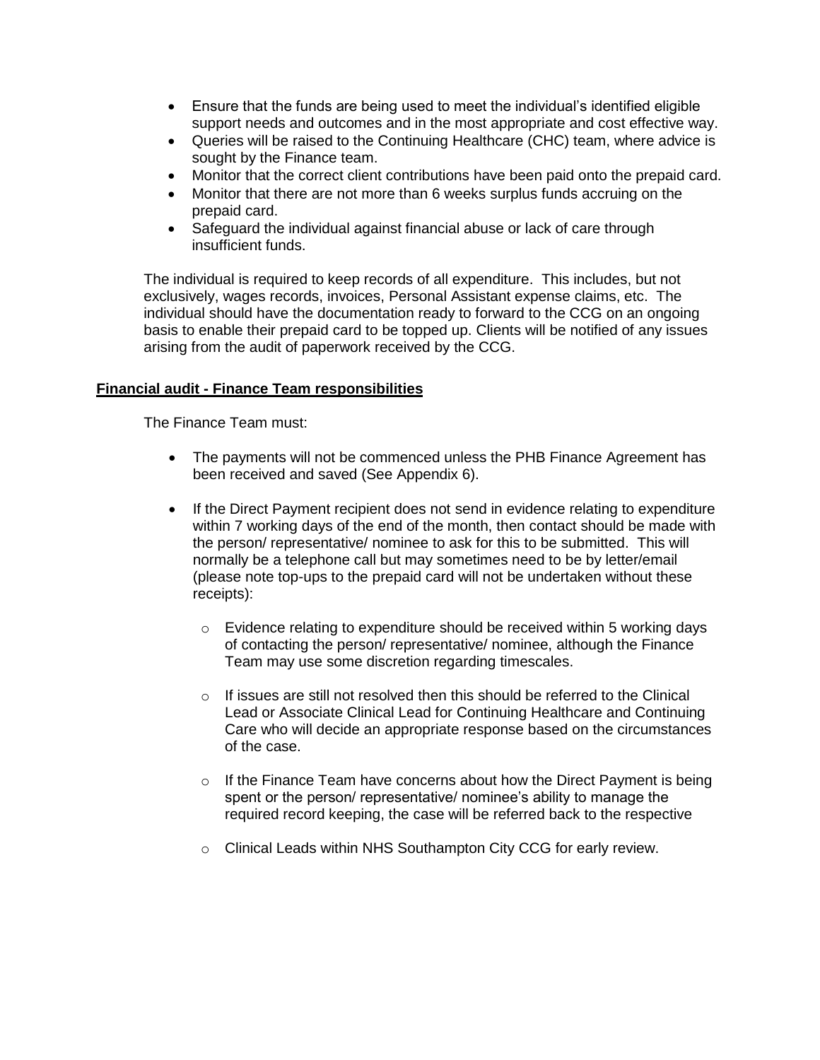- Ensure that the funds are being used to meet the individual's identified eligible support needs and outcomes and in the most appropriate and cost effective way.
- Queries will be raised to the Continuing Healthcare (CHC) team, where advice is sought by the Finance team.
- Monitor that the correct client contributions have been paid onto the prepaid card.
- Monitor that there are not more than 6 weeks surplus funds accruing on the prepaid card.
- Safeguard the individual against financial abuse or lack of care through insufficient funds.

The individual is required to keep records of all expenditure. This includes, but not exclusively, wages records, invoices, Personal Assistant expense claims, etc. The individual should have the documentation ready to forward to the CCG on an ongoing basis to enable their prepaid card to be topped up. Clients will be notified of any issues arising from the audit of paperwork received by the CCG.

**Financial audit - Finance Team responsibilities**

The Finance Team must:

- The payments will not be commenced unless the PHB Finance Agreement has been received and saved (See Appendix 6).

- If the Direct Payment recipient does not send in evidence relating to expenditure within 7 working days of the end of the month, then contact should be made with the person/ representative/ nominee to ask for this to be submitted. This will normally be a telephone call but may sometimes need to be by letter/email (please note top-ups to the prepaid card will not be undertaken without these receipts):

  - Evidence relating to expenditure should be received within 5 working days of contacting the person/ representative/ nominee, although the Finance Team may use some discretion regarding timescales.

  - If issues are still not resolved then this should be referred to the Clinical Lead or Associate Clinical Lead for Continuing Healthcare and Continuing Care who will decide an appropriate response based on the circumstances of the case.

  - If the Finance Team have concerns about how the Direct Payment is being spent or the person/ representative/ nominee's ability to manage the required record keeping, the case will be referred back to the respective

  - Clinical Leads within NHS Southampton City CCG for early review.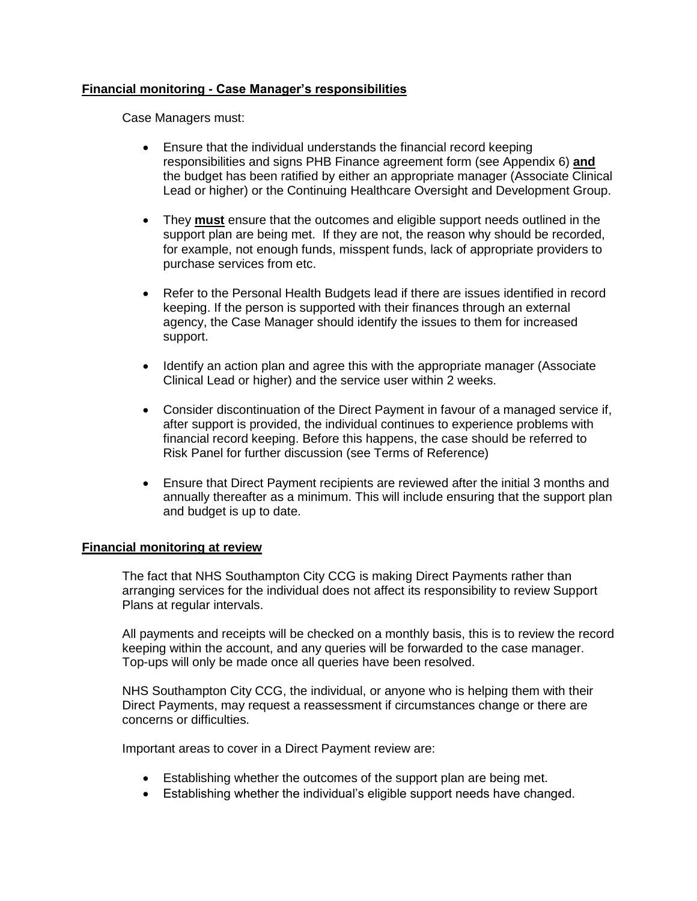## Financial monitoring - Case Manager's responsibilities

Case Managers must:

- Ensure that the individual understands the financial record keeping responsibilities and signs PHB Finance agreement form (see Appendix 6) **and** the budget has been ratified by either an appropriate manager (Associate Clinical Lead or higher) or the Continuing Healthcare Oversight and Development Group.
- They **must** ensure that the outcomes and eligible support needs outlined in the support plan are being met. If they are not, the reason why should be recorded, for example, not enough funds, misspent funds, lack of appropriate providers to purchase services from etc.
- Refer to the Personal Health Budgets lead if there are issues identified in record keeping. If the person is supported with their finances through an external agency, the Case Manager should identify the issues to them for increased support.
- Identify an action plan and agree this with the appropriate manager (Associate Clinical Lead or higher) and the service user within 2 weeks.
- Consider discontinuation of the Direct Payment in favour of a managed service if, after support is provided, the individual continues to experience problems with financial record keeping. Before this happens, the case should be referred to Risk Panel for further discussion (see Terms of Reference)
- Ensure that Direct Payment recipients are reviewed after the initial 3 months and annually thereafter as a minimum. This will include ensuring that the support plan and budget is up to date.

## Financial monitoring at review

The fact that NHS Southampton City CCG is making Direct Payments rather than arranging services for the individual does not affect its responsibility to review Support Plans at regular intervals.

All payments and receipts will be checked on a monthly basis, this is to review the record keeping within the account, and any queries will be forwarded to the case manager. Top-ups will only be made once all queries have been resolved.

NHS Southampton City CCG, the individual, or anyone who is helping them with their Direct Payments, may request a reassessment if circumstances change or there are concerns or difficulties.

Important areas to cover in a Direct Payment review are:

- Establishing whether the outcomes of the support plan are being met.
- Establishing whether the individual's eligible support needs have changed.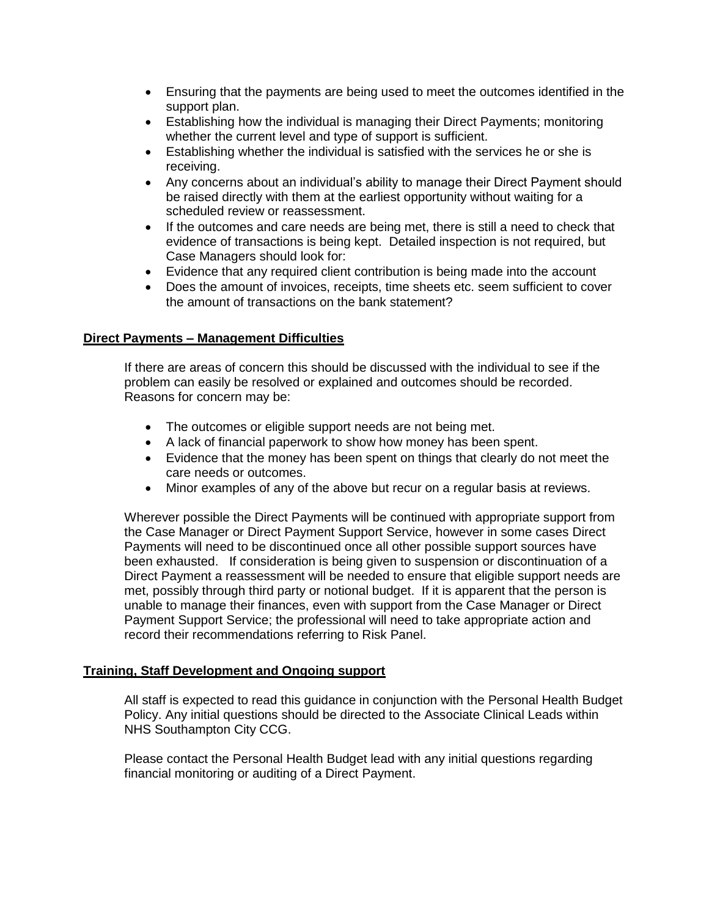- Ensuring that the payments are being used to meet the outcomes identified in the support plan.
- Establishing how the individual is managing their Direct Payments; monitoring whether the current level and type of support is sufficient.
- Establishing whether the individual is satisfied with the services he or she is receiving.
- Any concerns about an individual's ability to manage their Direct Payment should be raised directly with them at the earliest opportunity without waiting for a scheduled review or reassessment.
- If the outcomes and care needs are being met, there is still a need to check that evidence of transactions is being kept. Detailed inspection is not required, but Case Managers should look for:
- Evidence that any required client contribution is being made into the account
- Does the amount of invoices, receipts, time sheets etc. seem sufficient to cover the amount of transactions on the bank statement?

**Direct Payments – Management Difficulties**

If there are areas of concern this should be discussed with the individual to see if the problem can easily be resolved or explained and outcomes should be recorded. Reasons for concern may be:

- The outcomes or eligible support needs are not being met.
- A lack of financial paperwork to show how money has been spent.
- Evidence that the money has been spent on things that clearly do not meet the care needs or outcomes.
- Minor examples of any of the above but recur on a regular basis at reviews.

Wherever possible the Direct Payments will be continued with appropriate support from the Case Manager or Direct Payment Support Service, however in some cases Direct Payments will need to be discontinued once all other possible support sources have been exhausted. If consideration is being given to suspension or discontinuation of a Direct Payment a reassessment will be needed to ensure that eligible support needs are met, possibly through third party or notional budget. If it is apparent that the person is unable to manage their finances, even with support from the Case Manager or Direct Payment Support Service; the professional will need to take appropriate action and record their recommendations referring to Risk Panel.

**Training, Staff Development and Ongoing support**

All staff is expected to read this guidance in conjunction with the Personal Health Budget Policy. Any initial questions should be directed to the Associate Clinical Leads within NHS Southampton City CCG.

Please contact the Personal Health Budget lead with any initial questions regarding financial monitoring or auditing of a Direct Payment.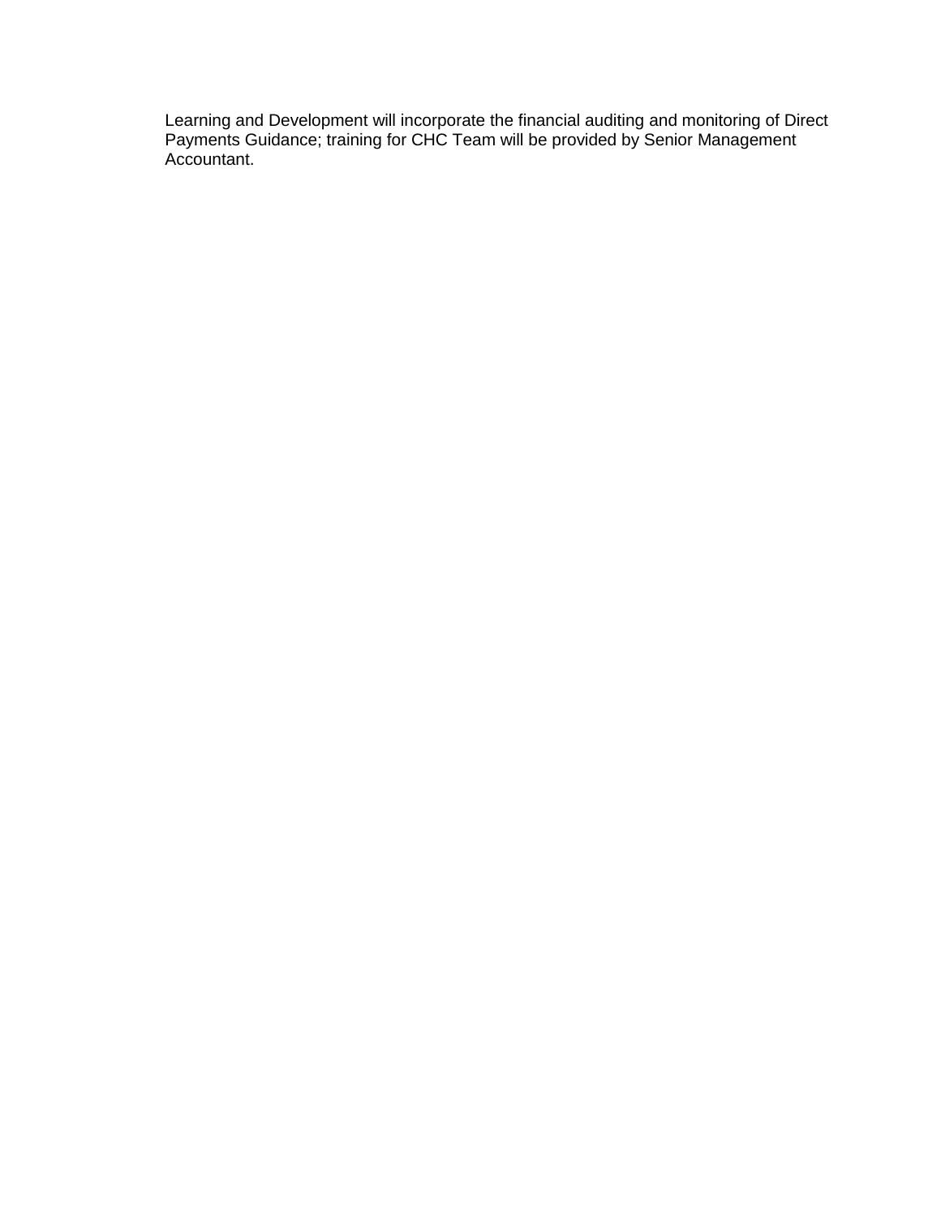Learning and Development will incorporate the financial auditing and monitoring of Direct Payments Guidance; training for CHC Team will be provided by Senior Management Accountant.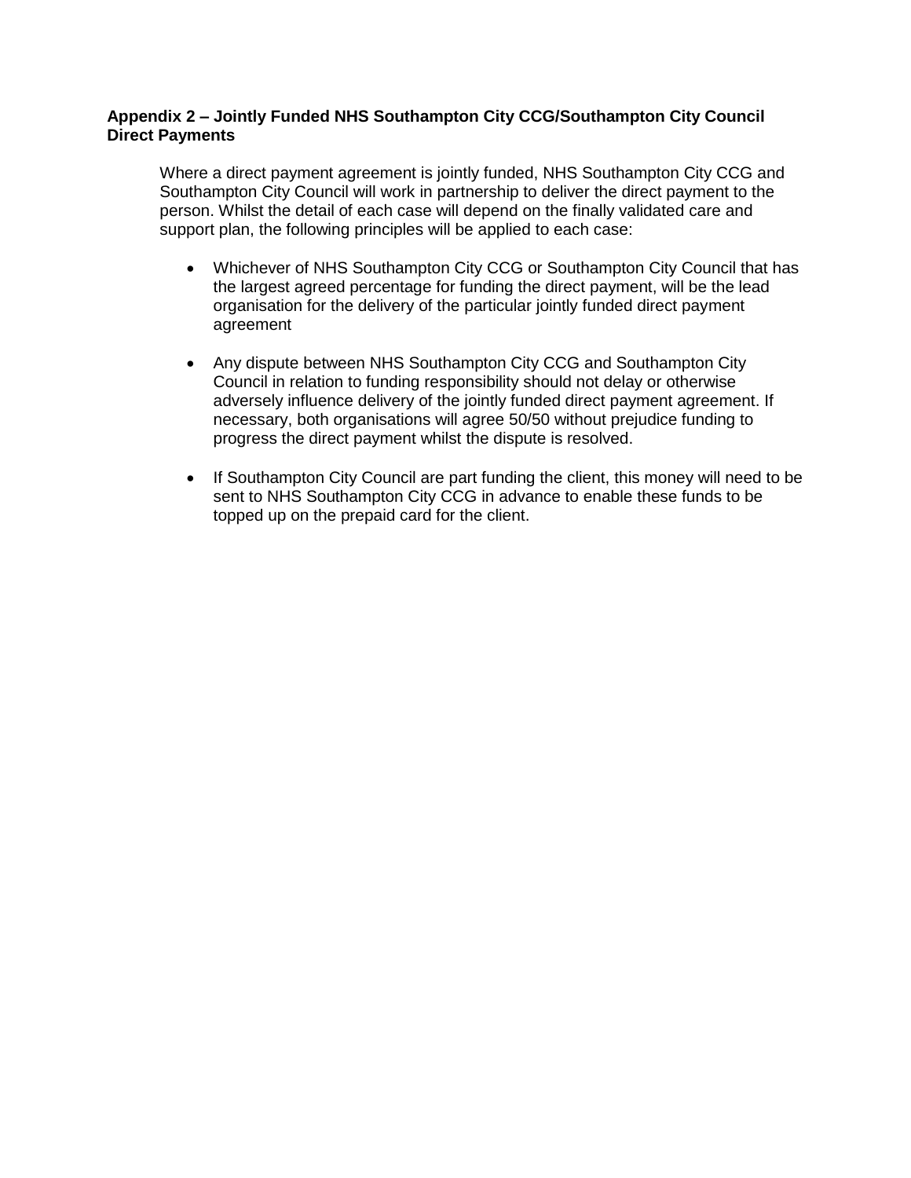**Appendix 2 – Jointly Funded NHS Southampton City CCG/Southampton City Council Direct Payments**

Where a direct payment agreement is jointly funded, NHS Southampton City CCG and Southampton City Council will work in partnership to deliver the direct payment to the person. Whilst the detail of each case will depend on the finally validated care and support plan, the following principles will be applied to each case:

- Whichever of NHS Southampton City CCG or Southampton City Council that has the largest agreed percentage for funding the direct payment, will be the lead organisation for the delivery of the particular jointly funded direct payment agreement

- Any dispute between NHS Southampton City CCG and Southampton City Council in relation to funding responsibility should not delay or otherwise adversely influence delivery of the jointly funded direct payment agreement. If necessary, both organisations will agree 50/50 without prejudice funding to progress the direct payment whilst the dispute is resolved.

- If Southampton City Council are part funding the client, this money will need to be sent to NHS Southampton City CCG in advance to enable these funds to be topped up on the prepaid card for the client.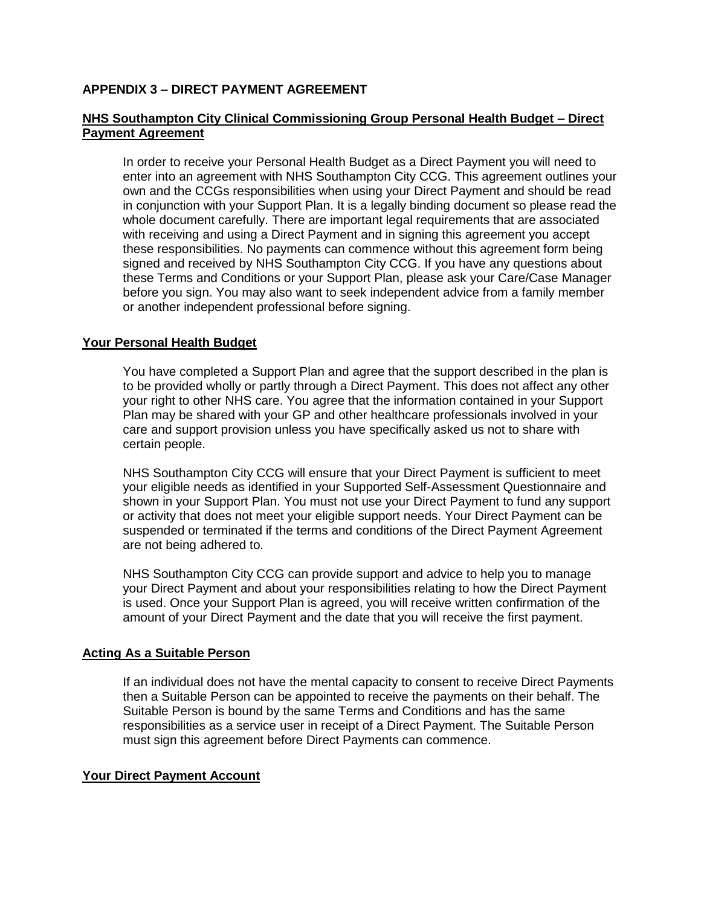**APPENDIX 3 – DIRECT PAYMENT AGREEMENT**

**NHS Southampton City Clinical Commissioning Group Personal Health Budget – Direct Payment Agreement**

In order to receive your Personal Health Budget as a Direct Payment you will need to enter into an agreement with NHS Southampton City CCG. This agreement outlines your own and the CCGs responsibilities when using your Direct Payment and should be read in conjunction with your Support Plan. It is a legally binding document so please read the whole document carefully. There are important legal requirements that are associated with receiving and using a Direct Payment and in signing this agreement you accept these responsibilities. No payments can commence without this agreement form being signed and received by NHS Southampton City CCG. If you have any questions about these Terms and Conditions or your Support Plan, please ask your Care/Case Manager before you sign. You may also want to seek independent advice from a family member or another independent professional before signing.

**Your Personal Health Budget**

You have completed a Support Plan and agree that the support described in the plan is to be provided wholly or partly through a Direct Payment. This does not affect any other your right to other NHS care. You agree that the information contained in your Support Plan may be shared with your GP and other healthcare professionals involved in your care and support provision unless you have specifically asked us not to share with certain people.

NHS Southampton City CCG will ensure that your Direct Payment is sufficient to meet your eligible needs as identified in your Supported Self-Assessment Questionnaire and shown in your Support Plan. You must not use your Direct Payment to fund any support or activity that does not meet your eligible support needs. Your Direct Payment can be suspended or terminated if the terms and conditions of the Direct Payment Agreement are not being adhered to.

NHS Southampton City CCG can provide support and advice to help you to manage your Direct Payment and about your responsibilities relating to how the Direct Payment is used. Once your Support Plan is agreed, you will receive written confirmation of the amount of your Direct Payment and the date that you will receive the first payment.

**Acting As a Suitable Person**

If an individual does not have the mental capacity to consent to receive Direct Payments then a Suitable Person can be appointed to receive the payments on their behalf. The Suitable Person is bound by the same Terms and Conditions and has the same responsibilities as a service user in receipt of a Direct Payment. The Suitable Person must sign this agreement before Direct Payments can commence.

**Your Direct Payment Account**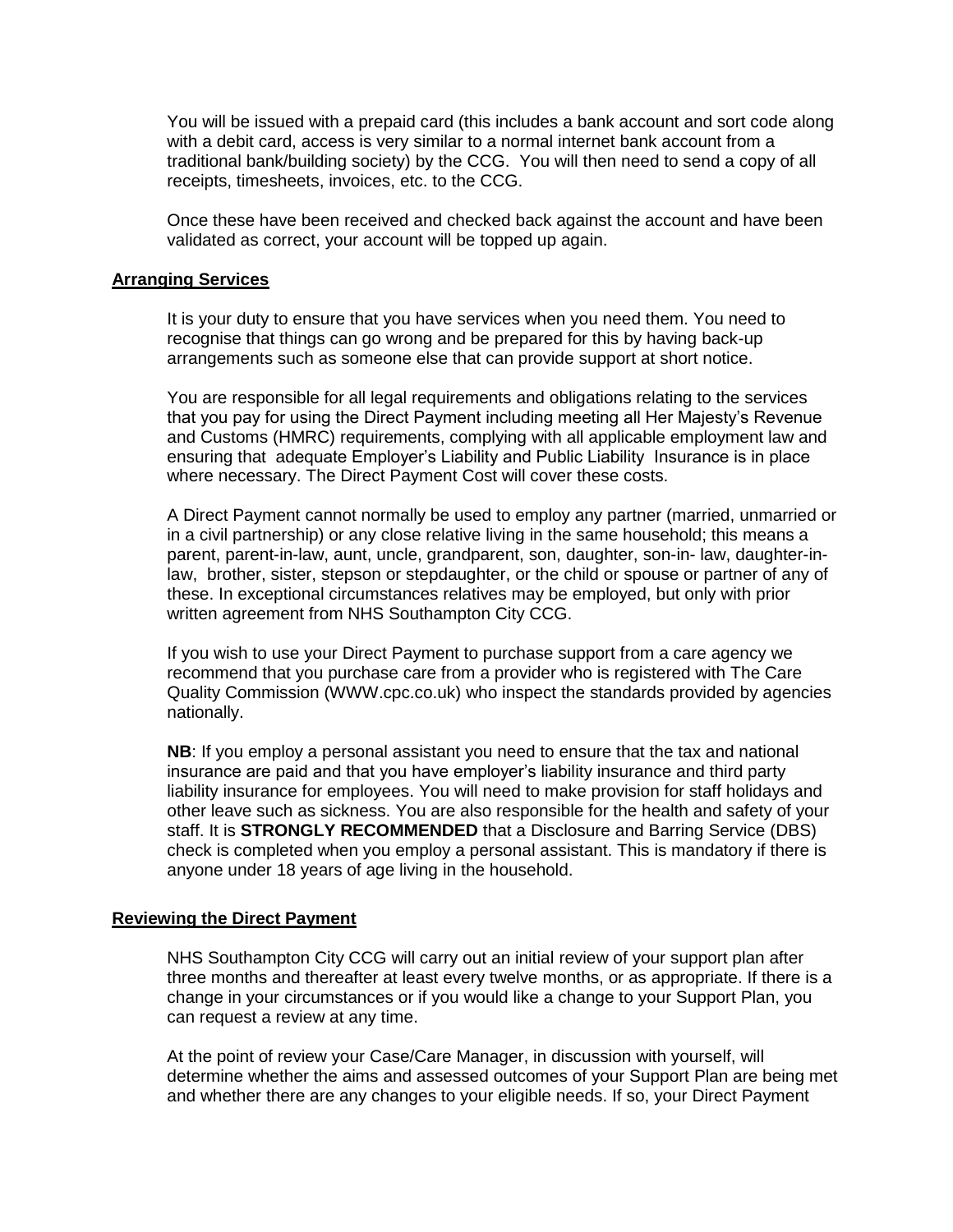You will be issued with a prepaid card (this includes a bank account and sort code along with a debit card, access is very similar to a normal internet bank account from a traditional bank/building society) by the CCG. You will then need to send a copy of all receipts, timesheets, invoices, etc. to the CCG.

Once these have been received and checked back against the account and have been validated as correct, your account will be topped up again.

## Arranging Services

It is your duty to ensure that you have services when you need them. You need to recognise that things can go wrong and be prepared for this by having back-up arrangements such as someone else that can provide support at short notice.

You are responsible for all legal requirements and obligations relating to the services that you pay for using the Direct Payment including meeting all Her Majesty's Revenue and Customs (HMRC) requirements, complying with all applicable employment law and ensuring that adequate Employer's Liability and Public Liability Insurance is in place where necessary. The Direct Payment Cost will cover these costs.

A Direct Payment cannot normally be used to employ any partner (married, unmarried or in a civil partnership) or any close relative living in the same household; this means a parent, parent-in-law, aunt, uncle, grandparent, son, daughter, son-in- law, daughter-in-law, brother, sister, stepson or stepdaughter, or the child or spouse or partner of any of these. In exceptional circumstances relatives may be employed, but only with prior written agreement from NHS Southampton City CCG.

If you wish to use your Direct Payment to purchase support from a care agency we recommend that you purchase care from a provider who is registered with The Care Quality Commission (WWW.cpc.co.uk) who inspect the standards provided by agencies nationally.

**NB**: If you employ a personal assistant you need to ensure that the tax and national insurance are paid and that you have employer's liability insurance and third party liability insurance for employees. You will need to make provision for staff holidays and other leave such as sickness. You are also responsible for the health and safety of your staff. It is **STRONGLY RECOMMENDED** that a Disclosure and Barring Service (DBS) check is completed when you employ a personal assistant. This is mandatory if there is anyone under 18 years of age living in the household.

## Reviewing the Direct Payment

NHS Southampton City CCG will carry out an initial review of your support plan after three months and thereafter at least every twelve months, or as appropriate. If there is a change in your circumstances or if you would like a change to your Support Plan, you can request a review at any time.

At the point of review your Case/Care Manager, in discussion with yourself, will determine whether the aims and assessed outcomes of your Support Plan are being met and whether there are any changes to your eligible needs. If so, your Direct Payment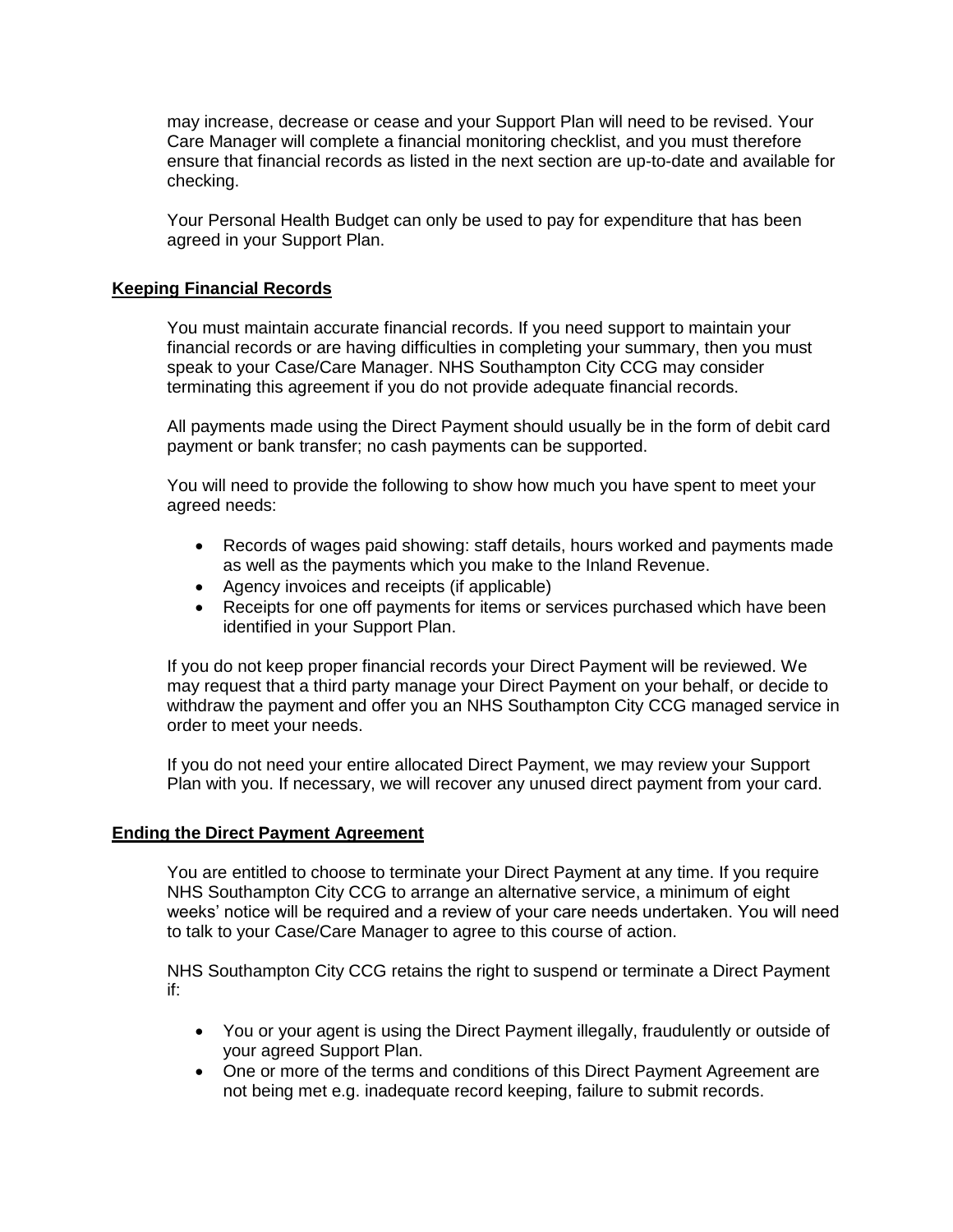may increase, decrease or cease and your Support Plan will need to be revised. Your Care Manager will complete a financial monitoring checklist, and you must therefore ensure that financial records as listed in the next section are up-to-date and available for checking.

Your Personal Health Budget can only be used to pay for expenditure that has been agreed in your Support Plan.

## Keeping Financial Records

You must maintain accurate financial records. If you need support to maintain your financial records or are having difficulties in completing your summary, then you must speak to your Case/Care Manager. NHS Southampton City CCG may consider terminating this agreement if you do not provide adequate financial records.

All payments made using the Direct Payment should usually be in the form of debit card payment or bank transfer; no cash payments can be supported.

You will need to provide the following to show how much you have spent to meet your agreed needs:

- Records of wages paid showing: staff details, hours worked and payments made as well as the payments which you make to the Inland Revenue.
- Agency invoices and receipts (if applicable)
- Receipts for one off payments for items or services purchased which have been identified in your Support Plan.

If you do not keep proper financial records your Direct Payment will be reviewed. We may request that a third party manage your Direct Payment on your behalf, or decide to withdraw the payment and offer you an NHS Southampton City CCG managed service in order to meet your needs.

If you do not need your entire allocated Direct Payment, we may review your Support Plan with you. If necessary, we will recover any unused direct payment from your card.

## Ending the Direct Payment Agreement

You are entitled to choose to terminate your Direct Payment at any time. If you require NHS Southampton City CCG to arrange an alternative service, a minimum of eight weeks' notice will be required and a review of your care needs undertaken. You will need to talk to your Case/Care Manager to agree to this course of action.

NHS Southampton City CCG retains the right to suspend or terminate a Direct Payment if:

- You or your agent is using the Direct Payment illegally, fraudulently or outside of your agreed Support Plan.
- One or more of the terms and conditions of this Direct Payment Agreement are not being met e.g. inadequate record keeping, failure to submit records.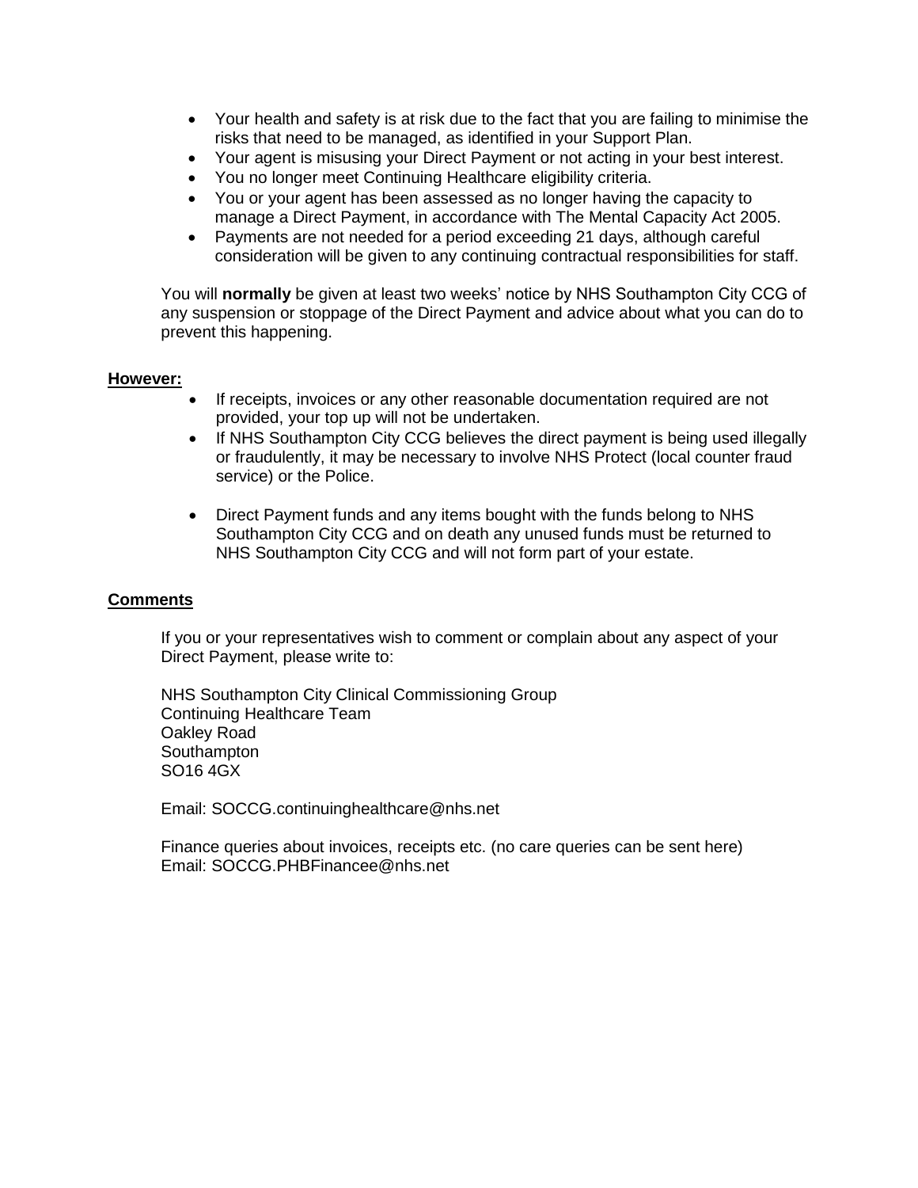- Your health and safety is at risk due to the fact that you are failing to minimise the risks that need to be managed, as identified in your Support Plan.
- Your agent is misusing your Direct Payment or not acting in your best interest.
- You no longer meet Continuing Healthcare eligibility criteria.
- You or your agent has been assessed as no longer having the capacity to manage a Direct Payment, in accordance with The Mental Capacity Act 2005.
- Payments are not needed for a period exceeding 21 days, although careful consideration will be given to any continuing contractual responsibilities for staff.

You will **normally** be given at least two weeks' notice by NHS Southampton City CCG of any suspension or stoppage of the Direct Payment and advice about what you can do to prevent this happening.

**However:**

- If receipts, invoices or any other reasonable documentation required are not provided, your top up will not be undertaken.
- If NHS Southampton City CCG believes the direct payment is being used illegally or fraudulently, it may be necessary to involve NHS Protect (local counter fraud service) or the Police.
- Direct Payment funds and any items bought with the funds belong to NHS Southampton City CCG and on death any unused funds must be returned to NHS Southampton City CCG and will not form part of your estate.

**Comments**

If you or your representatives wish to comment or complain about any aspect of your Direct Payment, please write to:

NHS Southampton City Clinical Commissioning Group
Continuing Healthcare Team
Oakley Road
Southampton
SO16 4GX

Email: SOCCG.continuinghealthcare@nhs.net

Finance queries about invoices, receipts etc. (no care queries can be sent here)
Email: SOCCG.PHBFinancee@nhs.net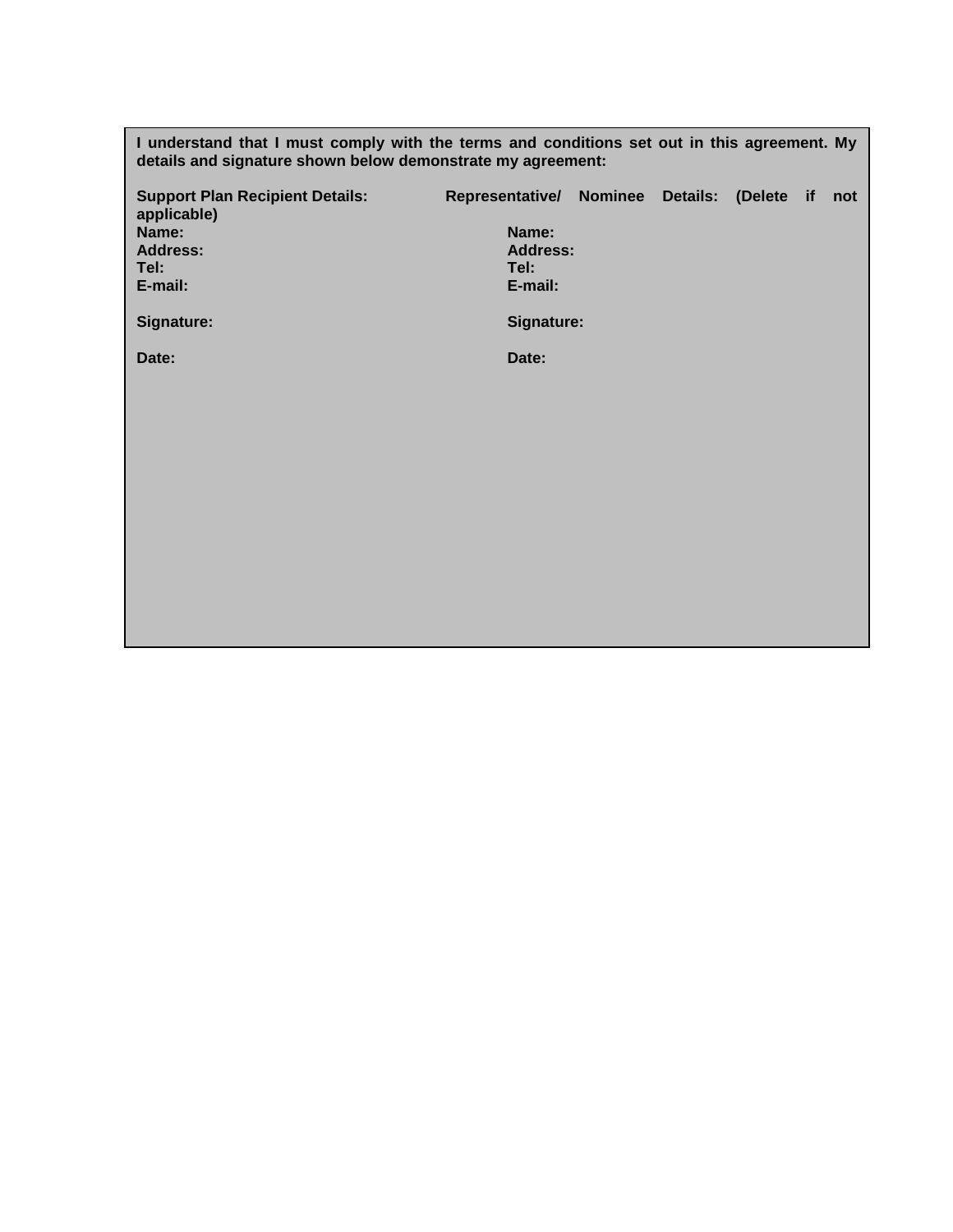**I understand that I must comply with the terms and conditions set out in this agreement. My details and signature shown below demonstrate my agreement:**

| **Support Plan Recipient Details:** | **Representative/ Nominee Details: (Delete if not applicable)** |
| --- | --- |
| **Name:** | **Name:** |
| **Address:** | **Address:** |
| **Tel:** | **Tel:** |
| **E-mail:** | **E-mail:** |
| **Signature:** | **Signature:** |
| **Date:** | **Date:** |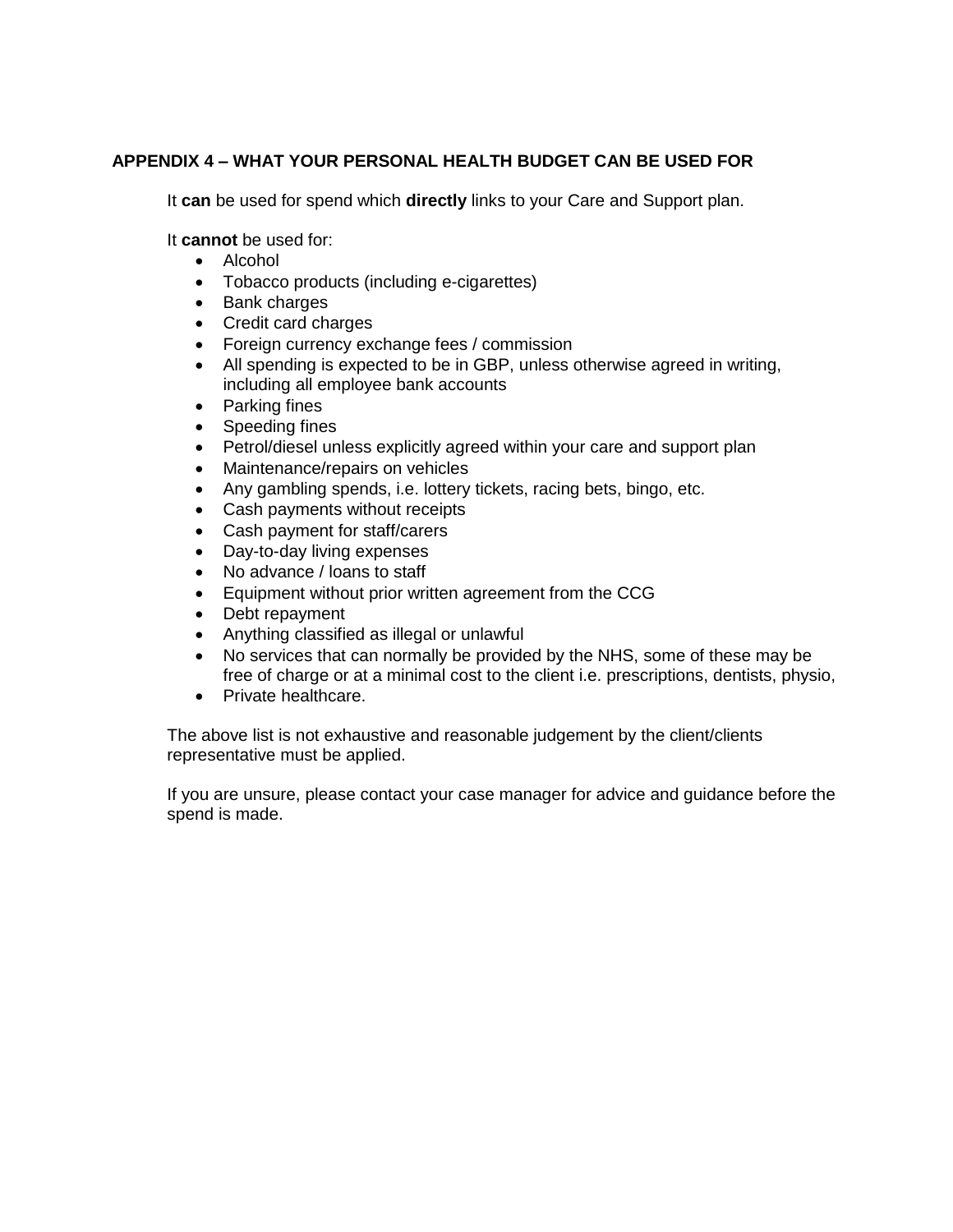## APPENDIX 4 – WHAT YOUR PERSONAL HEALTH BUDGET CAN BE USED FOR

It **can** be used for spend which **directly** links to your Care and Support plan.

It **cannot** be used for:

- Alcohol
- Tobacco products (including e-cigarettes)
- Bank charges
- Credit card charges
- Foreign currency exchange fees / commission
- All spending is expected to be in GBP, unless otherwise agreed in writing, including all employee bank accounts
- Parking fines
- Speeding fines
- Petrol/diesel unless explicitly agreed within your care and support plan
- Maintenance/repairs on vehicles
- Any gambling spends, i.e. lottery tickets, racing bets, bingo, etc.
- Cash payments without receipts
- Cash payment for staff/carers
- Day-to-day living expenses
- No advance / loans to staff
- Equipment without prior written agreement from the CCG
- Debt repayment
- Anything classified as illegal or unlawful
- No services that can normally be provided by the NHS, some of these may be free of charge or at a minimal cost to the client i.e. prescriptions, dentists, physio,
- Private healthcare.

The above list is not exhaustive and reasonable judgement by the client/clients representative must be applied.

If you are unsure, please contact your case manager for advice and guidance before the spend is made.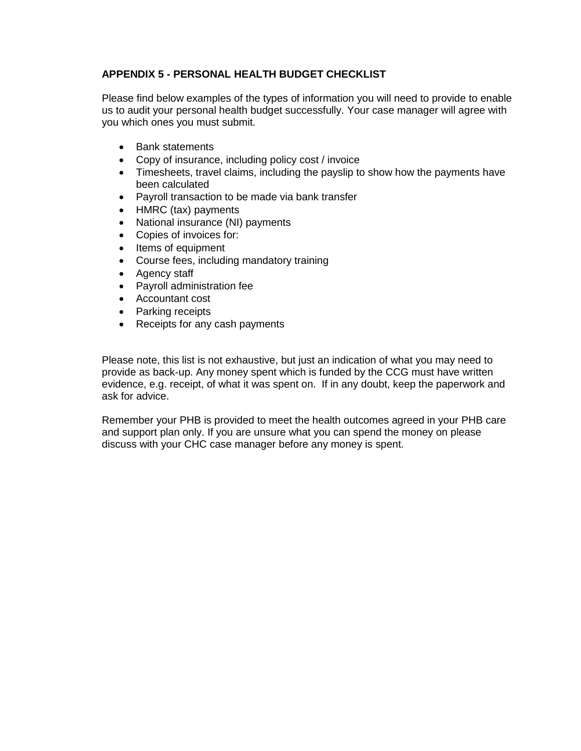**APPENDIX 5 - PERSONAL HEALTH BUDGET CHECKLIST**

Please find below examples of the types of information you will need to provide to enable us to audit your personal health budget successfully. Your case manager will agree with you which ones you must submit.

- Bank statements
- Copy of insurance, including policy cost / invoice
- Timesheets, travel claims, including the payslip to show how the payments have been calculated
- Payroll transaction to be made via bank transfer
- HMRC (tax) payments
- National insurance (NI) payments
- Copies of invoices for:
- Items of equipment
- Course fees, including mandatory training
- Agency staff
- Payroll administration fee
- Accountant cost
- Parking receipts
- Receipts for any cash payments

Please note, this list is not exhaustive, but just an indication of what you may need to provide as back-up. Any money spent which is funded by the CCG must have written evidence, e.g. receipt, of what it was spent on. If in any doubt, keep the paperwork and ask for advice.

Remember your PHB is provided to meet the health outcomes agreed in your PHB care and support plan only. If you are unsure what you can spend the money on please discuss with your CHC case manager before any money is spent.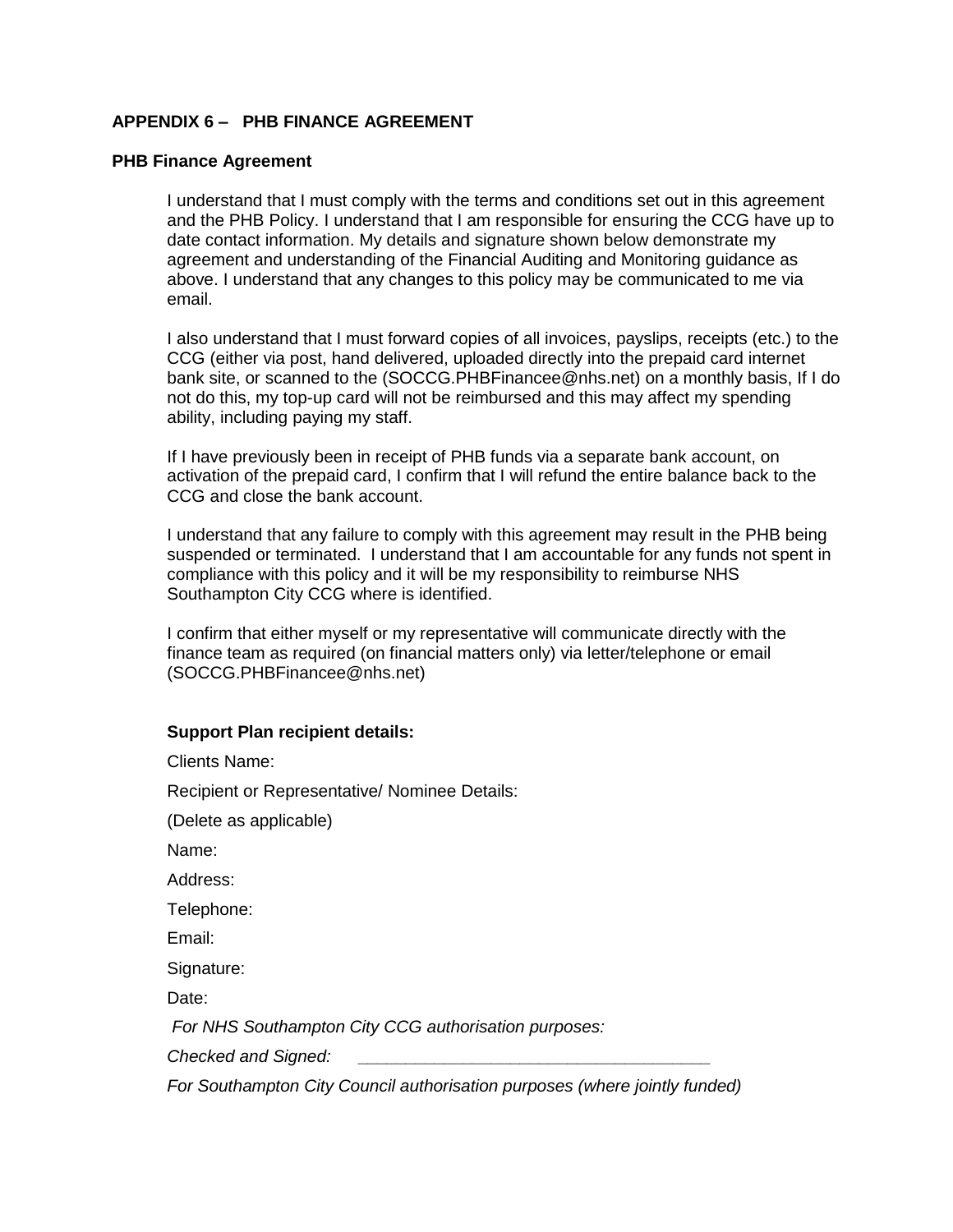## APPENDIX 6 – PHB FINANCE AGREEMENT

### PHB Finance Agreement

I understand that I must comply with the terms and conditions set out in this agreement and the PHB Policy. I understand that I am responsible for ensuring the CCG have up to date contact information. My details and signature shown below demonstrate my agreement and understanding of the Financial Auditing and Monitoring guidance as above. I understand that any changes to this policy may be communicated to me via email.

I also understand that I must forward copies of all invoices, payslips, receipts (etc.) to the CCG (either via post, hand delivered, uploaded directly into the prepaid card internet bank site, or scanned to the (SOCCG.PHBFinancee@nhs.net) on a monthly basis, If I do not do this, my top-up card will not be reimbursed and this may affect my spending ability, including paying my staff.

If I have previously been in receipt of PHB funds via a separate bank account, on activation of the prepaid card, I confirm that I will refund the entire balance back to the CCG and close the bank account.

I understand that any failure to comply with this agreement may result in the PHB being suspended or terminated. I understand that I am accountable for any funds not spent in compliance with this policy and it will be my responsibility to reimburse NHS Southampton City CCG where is identified.

I confirm that either myself or my representative will communicate directly with the finance team as required (on financial matters only) via letter/telephone or email (SOCCG.PHBFinancee@nhs.net)

**Support Plan recipient details:**

Clients Name:

Recipient or Representative/ Nominee Details:

(Delete as applicable)

Name:

Address:

Telephone:

Email:

Signature:

Date:

*For NHS Southampton City CCG authorisation purposes:*

*Checked and Signed:* ___________________________________

*For Southampton City Council authorisation purposes (where jointly funded)*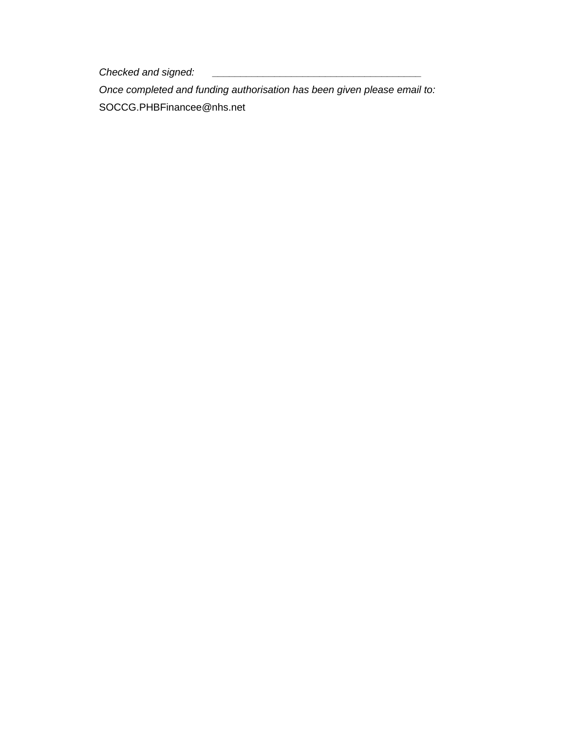*Checked and signed:* ___________________________________

*Once completed and funding authorisation has been given please email to:*

SOCCG.PHBFinancee@nhs.net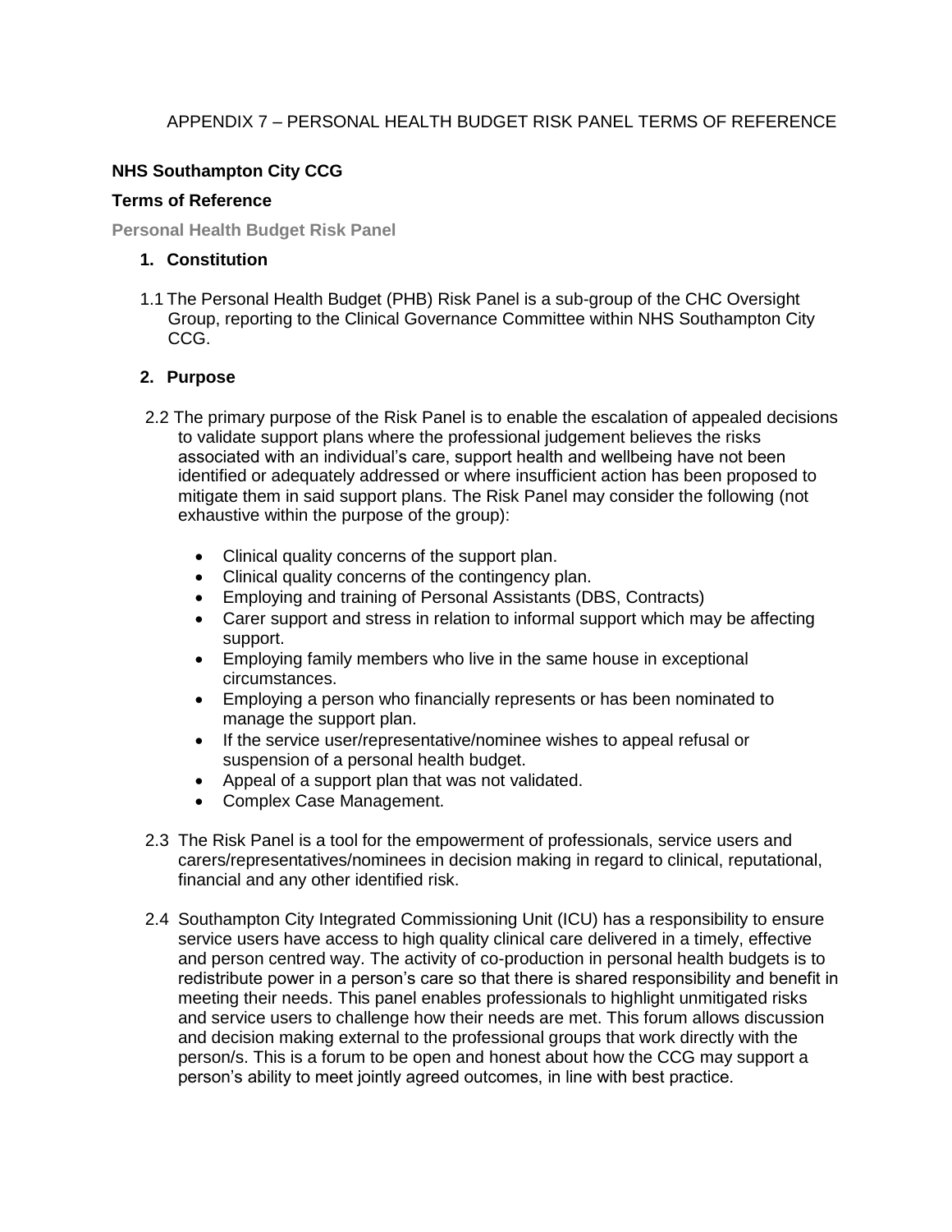APPENDIX 7 – PERSONAL HEALTH BUDGET RISK PANEL TERMS OF REFERENCE

**NHS Southampton City CCG**

**Terms of Reference**

**Personal Health Budget Risk Panel**

## 1. Constitution

1.1 The Personal Health Budget (PHB) Risk Panel is a sub-group of the CHC Oversight Group, reporting to the Clinical Governance Committee within NHS Southampton City CCG.

## 2. Purpose

2.2 The primary purpose of the Risk Panel is to enable the escalation of appealed decisions to validate support plans where the professional judgement believes the risks associated with an individual's care, support health and wellbeing have not been identified or adequately addressed or where insufficient action has been proposed to mitigate them in said support plans. The Risk Panel may consider the following (not exhaustive within the purpose of the group):

- Clinical quality concerns of the support plan.
- Clinical quality concerns of the contingency plan.
- Employing and training of Personal Assistants (DBS, Contracts)
- Carer support and stress in relation to informal support which may be affecting support.
- Employing family members who live in the same house in exceptional circumstances.
- Employing a person who financially represents or has been nominated to manage the support plan.
- If the service user/representative/nominee wishes to appeal refusal or suspension of a personal health budget.
- Appeal of a support plan that was not validated.
- Complex Case Management.

2.3 The Risk Panel is a tool for the empowerment of professionals, service users and carers/representatives/nominees in decision making in regard to clinical, reputational, financial and any other identified risk.

2.4 Southampton City Integrated Commissioning Unit (ICU) has a responsibility to ensure service users have access to high quality clinical care delivered in a timely, effective and person centred way. The activity of co-production in personal health budgets is to redistribute power in a person's care so that there is shared responsibility and benefit in meeting their needs. This panel enables professionals to highlight unmitigated risks and service users to challenge how their needs are met. This forum allows discussion and decision making external to the professional groups that work directly with the person/s. This is a forum to be open and honest about how the CCG may support a person's ability to meet jointly agreed outcomes, in line with best practice.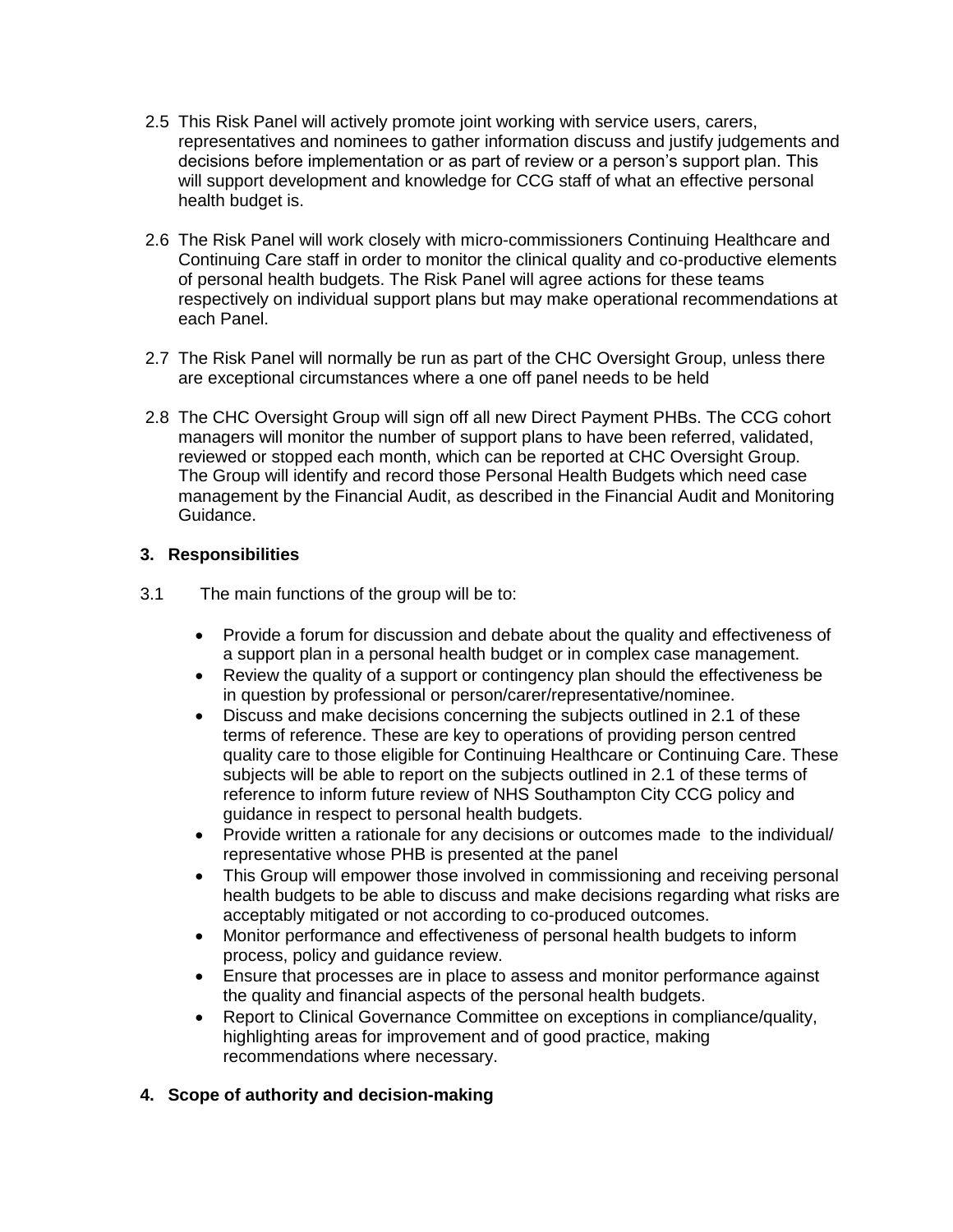2.5 This Risk Panel will actively promote joint working with service users, carers, representatives and nominees to gather information discuss and justify judgements and decisions before implementation or as part of review or a person's support plan. This will support development and knowledge for CCG staff of what an effective personal health budget is.

2.6 The Risk Panel will work closely with micro-commissioners Continuing Healthcare and Continuing Care staff in order to monitor the clinical quality and co-productive elements of personal health budgets. The Risk Panel will agree actions for these teams respectively on individual support plans but may make operational recommendations at each Panel.

2.7 The Risk Panel will normally be run as part of the CHC Oversight Group, unless there are exceptional circumstances where a one off panel needs to be held

2.8 The CHC Oversight Group will sign off all new Direct Payment PHBs. The CCG cohort managers will monitor the number of support plans to have been referred, validated, reviewed or stopped each month, which can be reported at CHC Oversight Group. The Group will identify and record those Personal Health Budgets which need case management by the Financial Audit, as described in the Financial Audit and Monitoring Guidance.

## 3. Responsibilities

3.1 The main functions of the group will be to:

- Provide a forum for discussion and debate about the quality and effectiveness of a support plan in a personal health budget or in complex case management.
- Review the quality of a support or contingency plan should the effectiveness be in question by professional or person/carer/representative/nominee.
- Discuss and make decisions concerning the subjects outlined in 2.1 of these terms of reference. These are key to operations of providing person centred quality care to those eligible for Continuing Healthcare or Continuing Care. These subjects will be able to report on the subjects outlined in 2.1 of these terms of reference to inform future review of NHS Southampton City CCG policy and guidance in respect to personal health budgets.
- Provide written a rationale for any decisions or outcomes made to the individual/ representative whose PHB is presented at the panel
- This Group will empower those involved in commissioning and receiving personal health budgets to be able to discuss and make decisions regarding what risks are acceptably mitigated or not according to co-produced outcomes.
- Monitor performance and effectiveness of personal health budgets to inform process, policy and guidance review.
- Ensure that processes are in place to assess and monitor performance against the quality and financial aspects of the personal health budgets.
- Report to Clinical Governance Committee on exceptions in compliance/quality, highlighting areas for improvement and of good practice, making recommendations where necessary.

## 4. Scope of authority and decision-making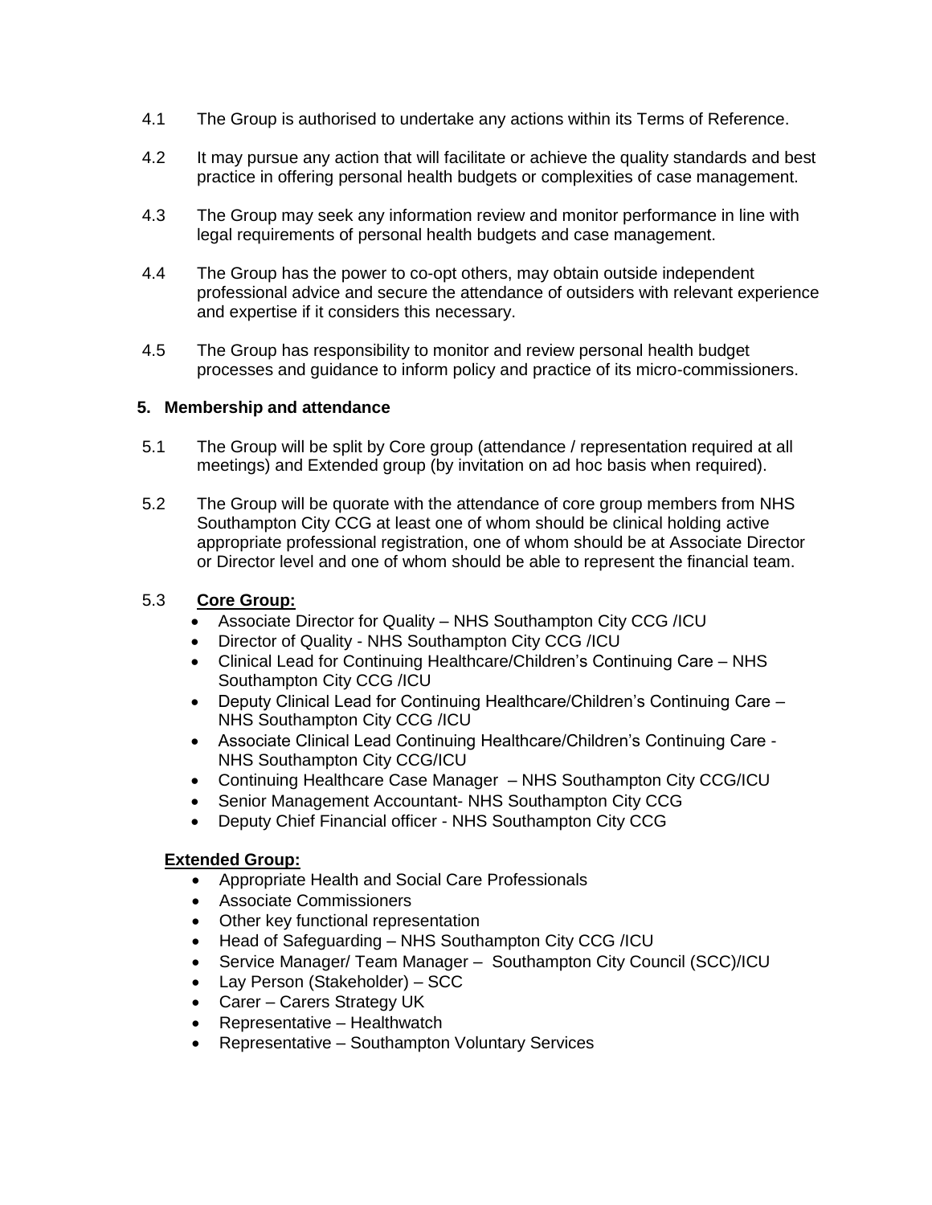4.1 The Group is authorised to undertake any actions within its Terms of Reference.

4.2 It may pursue any action that will facilitate or achieve the quality standards and best practice in offering personal health budgets or complexities of case management.

4.3 The Group may seek any information review and monitor performance in line with legal requirements of personal health budgets and case management.

4.4 The Group has the power to co-opt others, may obtain outside independent professional advice and secure the attendance of outsiders with relevant experience and expertise if it considers this necessary.

4.5 The Group has responsibility to monitor and review personal health budget processes and guidance to inform policy and practice of its micro-commissioners.

## 5. Membership and attendance

5.1 The Group will be split by Core group (attendance / representation required at all meetings) and Extended group (by invitation on ad hoc basis when required).

5.2 The Group will be quorate with the attendance of core group members from NHS Southampton City CCG at least one of whom should be clinical holding active appropriate professional registration, one of whom should be at Associate Director or Director level and one of whom should be able to represent the financial team.

5.3 **Core Group:**

- Associate Director for Quality – NHS Southampton City CCG /ICU
- Director of Quality - NHS Southampton City CCG /ICU
- Clinical Lead for Continuing Healthcare/Children's Continuing Care – NHS Southampton City CCG /ICU
- Deputy Clinical Lead for Continuing Healthcare/Children's Continuing Care – NHS Southampton City CCG /ICU
- Associate Clinical Lead Continuing Healthcare/Children's Continuing Care - NHS Southampton City CCG/ICU
- Continuing Healthcare Case Manager – NHS Southampton City CCG/ICU
- Senior Management Accountant- NHS Southampton City CCG
- Deputy Chief Financial officer - NHS Southampton City CCG

**Extended Group:**

- Appropriate Health and Social Care Professionals
- Associate Commissioners
- Other key functional representation
- Head of Safeguarding – NHS Southampton City CCG /ICU
- Service Manager/ Team Manager – Southampton City Council (SCC)/ICU
- Lay Person (Stakeholder) – SCC
- Carer – Carers Strategy UK
- Representative – Healthwatch
- Representative – Southampton Voluntary Services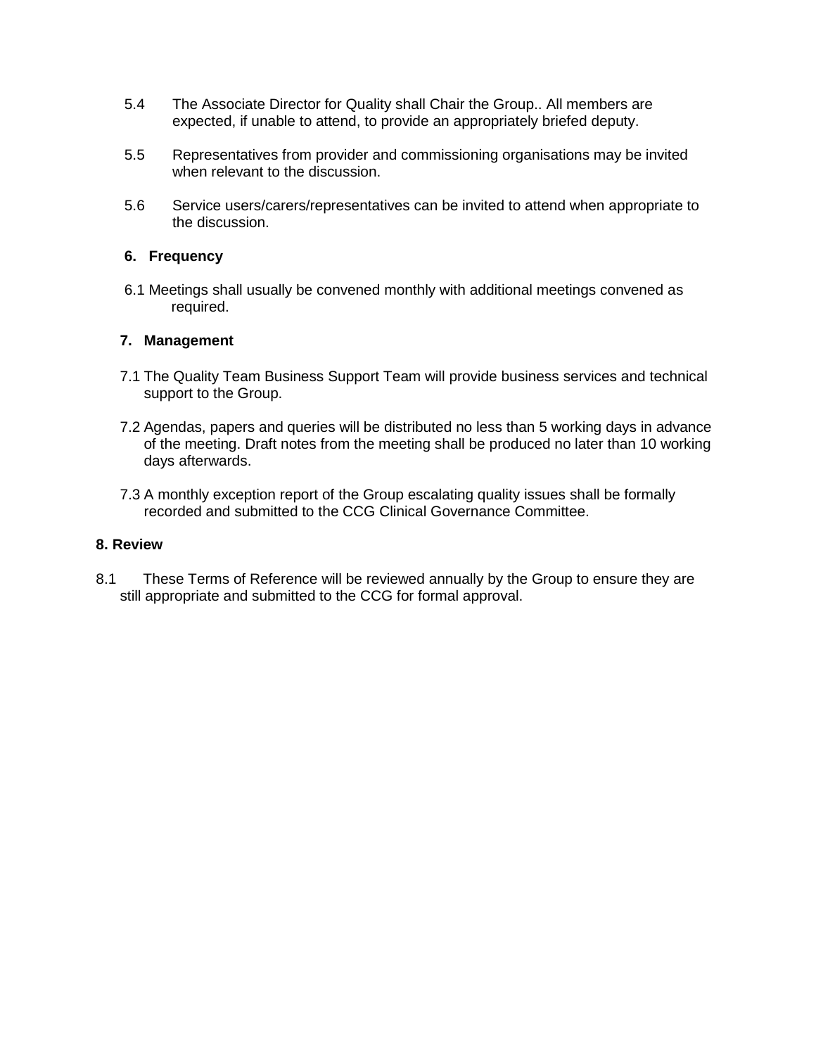5.4 The Associate Director for Quality shall Chair the Group.. All members are expected, if unable to attend, to provide an appropriately briefed deputy.

5.5 Representatives from provider and commissioning organisations may be invited when relevant to the discussion.

5.6 Service users/carers/representatives can be invited to attend when appropriate to the discussion.

## 6. Frequency

6.1 Meetings shall usually be convened monthly with additional meetings convened as required.

## 7. Management

7.1 The Quality Team Business Support Team will provide business services and technical support to the Group.

7.2 Agendas, papers and queries will be distributed no less than 5 working days in advance of the meeting. Draft notes from the meeting shall be produced no later than 10 working days afterwards.

7.3 A monthly exception report of the Group escalating quality issues shall be formally recorded and submitted to the CCG Clinical Governance Committee.

## 8. Review

8.1 These Terms of Reference will be reviewed annually by the Group to ensure they are still appropriate and submitted to the CCG for formal approval.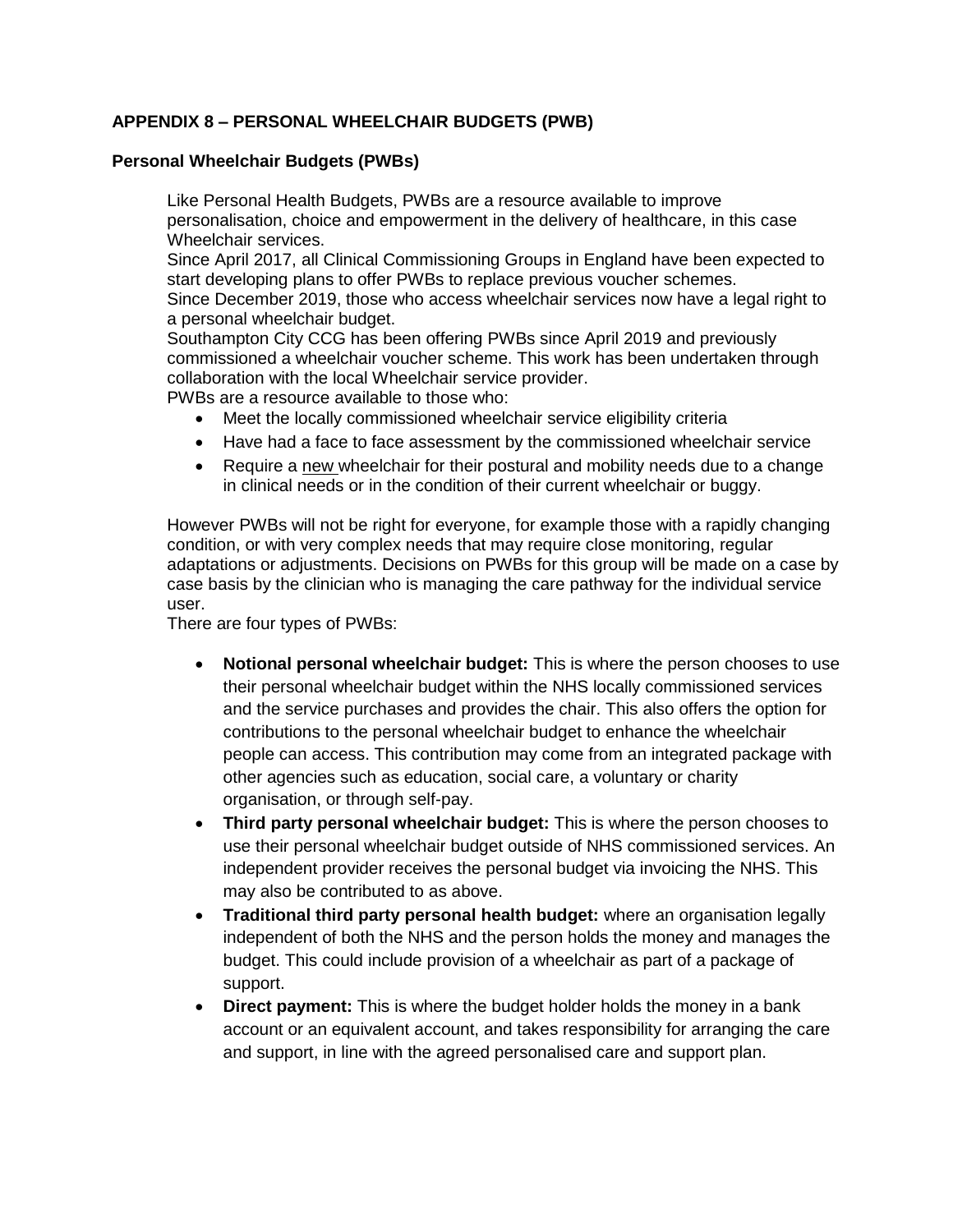## APPENDIX 8 – PERSONAL WHEELCHAIR BUDGETS (PWB)

### Personal Wheelchair Budgets (PWBs)

Like Personal Health Budgets, PWBs are a resource available to improve personalisation, choice and empowerment in the delivery of healthcare, in this case Wheelchair services.

Since April 2017, all Clinical Commissioning Groups in England have been expected to start developing plans to offer PWBs to replace previous voucher schemes.

Since December 2019, those who access wheelchair services now have a legal right to a personal wheelchair budget.

Southampton City CCG has been offering PWBs since April 2019 and previously commissioned a wheelchair voucher scheme. This work has been undertaken through collaboration with the local Wheelchair service provider.

PWBs are a resource available to those who:

- Meet the locally commissioned wheelchair service eligibility criteria
- Have had a face to face assessment by the commissioned wheelchair service
- Require a <u>new</u> wheelchair for their postural and mobility needs due to a change in clinical needs or in the condition of their current wheelchair or buggy.

However PWBs will not be right for everyone, for example those with a rapidly changing condition, or with very complex needs that may require close monitoring, regular adaptations or adjustments. Decisions on PWBs for this group will be made on a case by case basis by the clinician who is managing the care pathway for the individual service user.

There are four types of PWBs:

- **Notional personal wheelchair budget:** This is where the person chooses to use their personal wheelchair budget within the NHS locally commissioned services and the service purchases and provides the chair. This also offers the option for contributions to the personal wheelchair budget to enhance the wheelchair people can access. This contribution may come from an integrated package with other agencies such as education, social care, a voluntary or charity organisation, or through self-pay.
- **Third party personal wheelchair budget:** This is where the person chooses to use their personal wheelchair budget outside of NHS commissioned services. An independent provider receives the personal budget via invoicing the NHS. This may also be contributed to as above.
- **Traditional third party personal health budget:** where an organisation legally independent of both the NHS and the person holds the money and manages the budget. This could include provision of a wheelchair as part of a package of support.
- **Direct payment:** This is where the budget holder holds the money in a bank account or an equivalent account, and takes responsibility for arranging the care and support, in line with the agreed personalised care and support plan.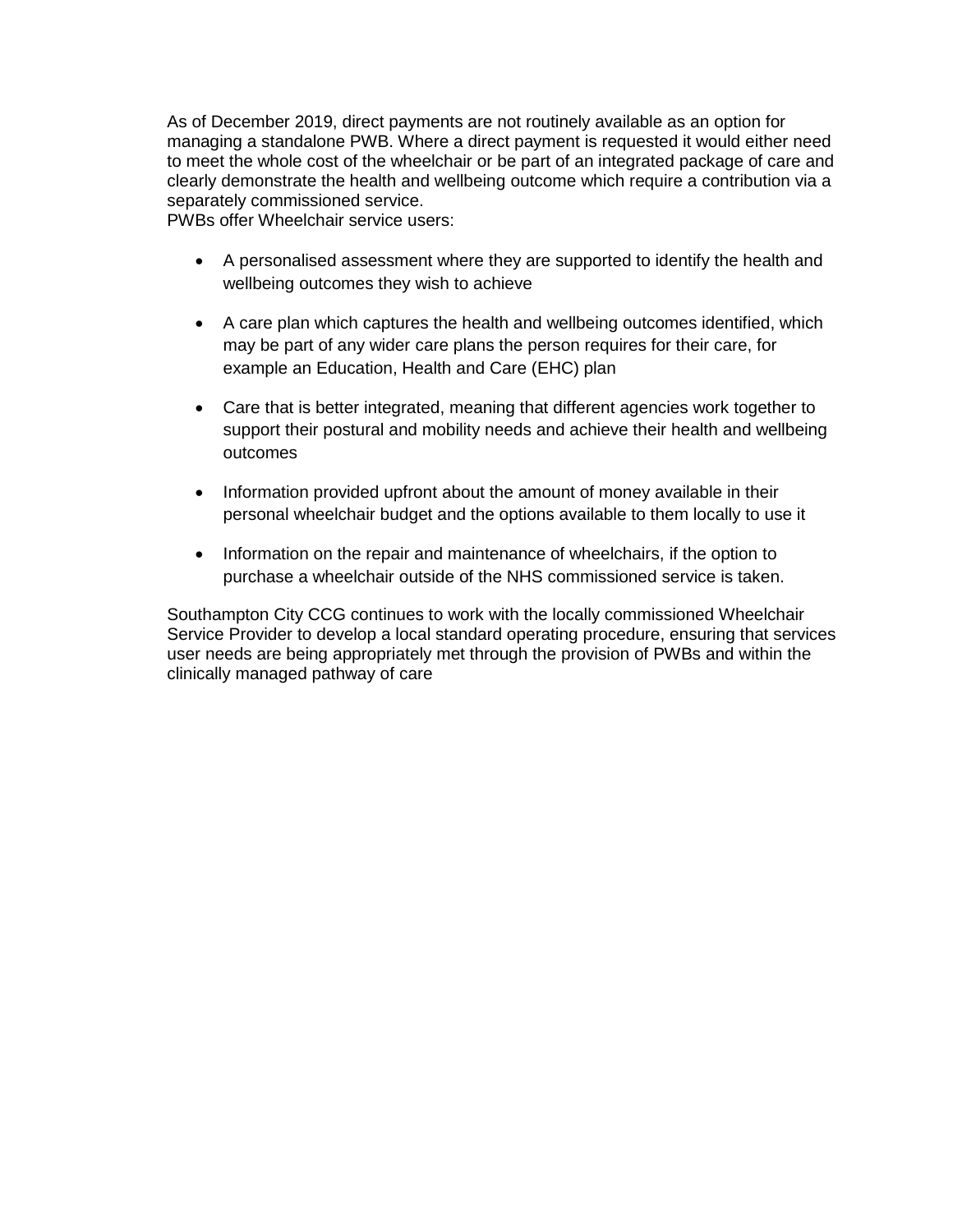As of December 2019, direct payments are not routinely available as an option for managing a standalone PWB. Where a direct payment is requested it would either need to meet the whole cost of the wheelchair or be part of an integrated package of care and clearly demonstrate the health and wellbeing outcome which require a contribution via a separately commissioned service.
PWBs offer Wheelchair service users:

- A personalised assessment where they are supported to identify the health and wellbeing outcomes they wish to achieve
- A care plan which captures the health and wellbeing outcomes identified, which may be part of any wider care plans the person requires for their care, for example an Education, Health and Care (EHC) plan
- Care that is better integrated, meaning that different agencies work together to support their postural and mobility needs and achieve their health and wellbeing outcomes
- Information provided upfront about the amount of money available in their personal wheelchair budget and the options available to them locally to use it
- Information on the repair and maintenance of wheelchairs, if the option to purchase a wheelchair outside of the NHS commissioned service is taken.

Southampton City CCG continues to work with the locally commissioned Wheelchair Service Provider to develop a local standard operating procedure, ensuring that services user needs are being appropriately met through the provision of PWBs and within the clinically managed pathway of care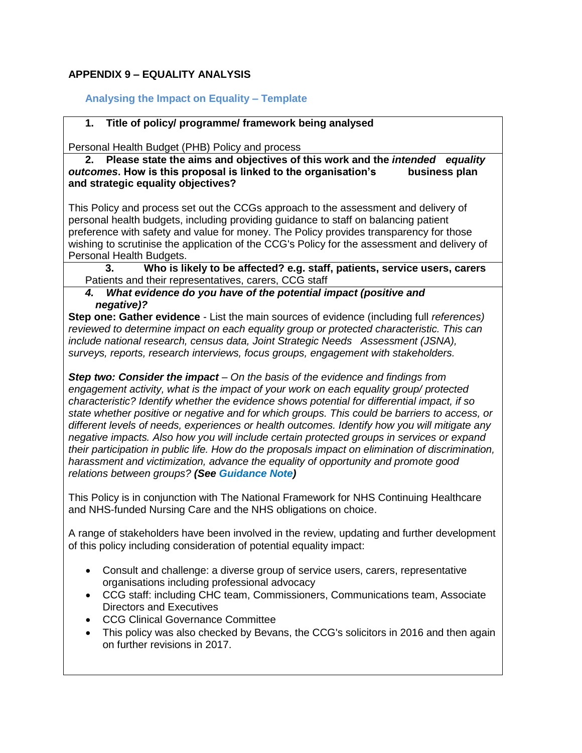## APPENDIX 9 – EQUALITY ANALYSIS

### Analysing the Impact on Equality – Template

**1. Title of policy/ programme/ framework being analysed**

Personal Health Budget (PHB) Policy and process

**2. Please state the aims and objectives of this work and the *intended equality outcomes*. How is this proposal is linked to the organisation's business plan and strategic equality objectives?**

This Policy and process set out the CCGs approach to the assessment and delivery of personal health budgets, including providing guidance to staff on balancing patient preference with safety and value for money. The Policy provides transparency for those wishing to scrutinise the application of the CCG's Policy for the assessment and delivery of Personal Health Budgets.

**3. Who is likely to be affected? e.g. staff, patients, service users, carers**

Patients and their representatives, carers, CCG staff

***4. What evidence do you have of the potential impact (positive and negative)?***

**Step one: Gather evidence** - List the main sources of evidence (including full *references) reviewed to determine impact on each equality group or protected characteristic. This can include national research, census data, Joint Strategic Needs Assessment (JSNA), surveys, reports, research interviews, focus groups, engagement with stakeholders.*

***Step two: Consider the impact*** *– On the basis of the evidence and findings from engagement activity, what is the impact of your work on each equality group/ protected characteristic? Identify whether the evidence shows potential for differential impact, if so state whether positive or negative and for which groups. This could be barriers to access, or different levels of needs, experiences or health outcomes. Identify how you will mitigate any negative impacts. Also how you will include certain protected groups in services or expand their participation in public life. How do the proposals impact on elimination of discrimination, harassment and victimization, advance the equality of opportunity and promote good relations between groups?* ***(See Guidance Note)***

This Policy is in conjunction with The National Framework for NHS Continuing Healthcare and NHS-funded Nursing Care and the NHS obligations on choice.

A range of stakeholders have been involved in the review, updating and further development of this policy including consideration of potential equality impact:

- Consult and challenge: a diverse group of service users, carers, representative organisations including professional advocacy
- CCG staff: including CHC team, Commissioners, Communications team, Associate Directors and Executives
- CCG Clinical Governance Committee
- This policy was also checked by Bevans, the CCG's solicitors in 2016 and then again on further revisions in 2017.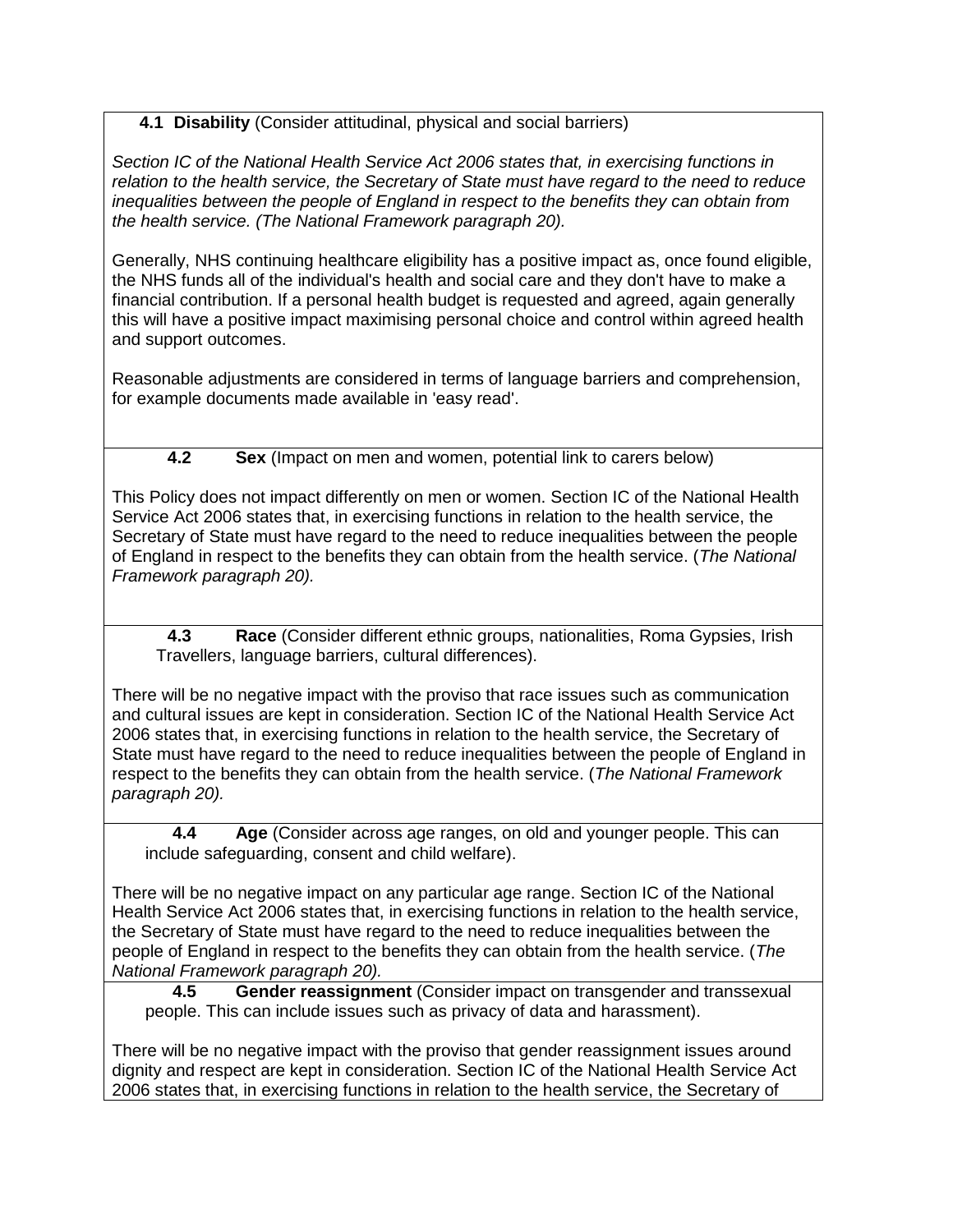**4.1 Disability** (Consider attitudinal, physical and social barriers)

*Section IC of the National Health Service Act 2006 states that, in exercising functions in relation to the health service, the Secretary of State must have regard to the need to reduce inequalities between the people of England in respect to the benefits they can obtain from the health service. (The National Framework paragraph 20).*

Generally, NHS continuing healthcare eligibility has a positive impact as, once found eligible, the NHS funds all of the individual's health and social care and they don't have to make a financial contribution. If a personal health budget is requested and agreed, again generally this will have a positive impact maximising personal choice and control within agreed health and support outcomes.

Reasonable adjustments are considered in terms of language barriers and comprehension, for example documents made available in 'easy read'.

**4.2 Sex** (Impact on men and women, potential link to carers below)

This Policy does not impact differently on men or women. Section IC of the National Health Service Act 2006 states that, in exercising functions in relation to the health service, the Secretary of State must have regard to the need to reduce inequalities between the people of England in respect to the benefits they can obtain from the health service. (*The National Framework paragraph 20).*

**4.3 Race** (Consider different ethnic groups, nationalities, Roma Gypsies, Irish Travellers, language barriers, cultural differences).

There will be no negative impact with the proviso that race issues such as communication and cultural issues are kept in consideration. Section IC of the National Health Service Act 2006 states that, in exercising functions in relation to the health service, the Secretary of State must have regard to the need to reduce inequalities between the people of England in respect to the benefits they can obtain from the health service. (*The National Framework paragraph 20).*

**4.4 Age** (Consider across age ranges, on old and younger people. This can include safeguarding, consent and child welfare).

There will be no negative impact on any particular age range. Section IC of the National Health Service Act 2006 states that, in exercising functions in relation to the health service, the Secretary of State must have regard to the need to reduce inequalities between the people of England in respect to the benefits they can obtain from the health service. (*The National Framework paragraph 20).*

**4.5 Gender reassignment** (Consider impact on transgender and transsexual people. This can include issues such as privacy of data and harassment).

There will be no negative impact with the proviso that gender reassignment issues around dignity and respect are kept in consideration. Section IC of the National Health Service Act 2006 states that, in exercising functions in relation to the health service, the Secretary of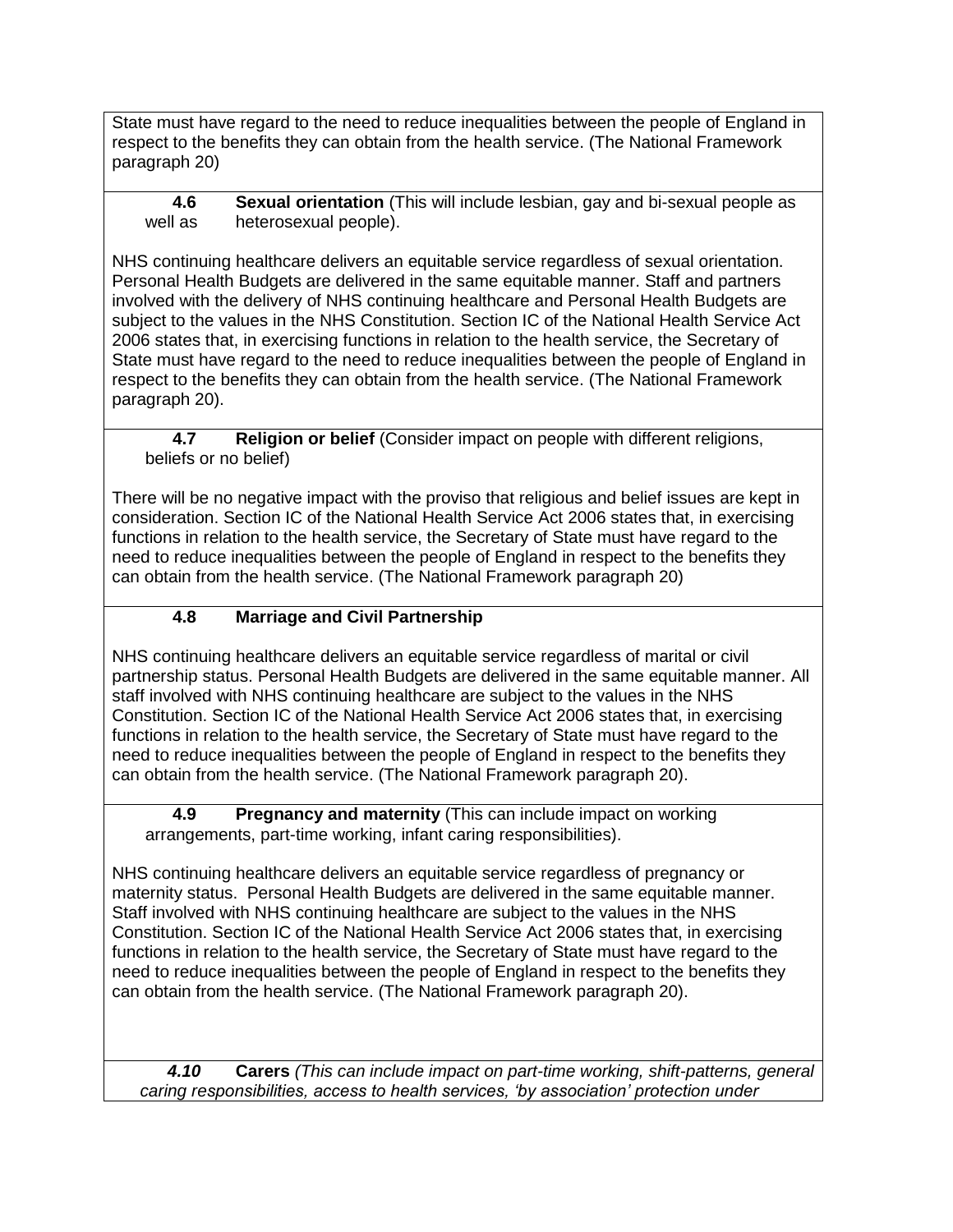State must have regard to the need to reduce inequalities between the people of England in respect to the benefits they can obtain from the health service. (The National Framework paragraph 20)

**4.6 Sexual orientation** (This will include lesbian, gay and bi-sexual people as well as heterosexual people).

NHS continuing healthcare delivers an equitable service regardless of sexual orientation. Personal Health Budgets are delivered in the same equitable manner. Staff and partners involved with the delivery of NHS continuing healthcare and Personal Health Budgets are subject to the values in the NHS Constitution. Section IC of the National Health Service Act 2006 states that, in exercising functions in relation to the health service, the Secretary of State must have regard to the need to reduce inequalities between the people of England in respect to the benefits they can obtain from the health service. (The National Framework paragraph 20).

**4.7 Religion or belief** (Consider impact on people with different religions, beliefs or no belief)

There will be no negative impact with the proviso that religious and belief issues are kept in consideration. Section IC of the National Health Service Act 2006 states that, in exercising functions in relation to the health service, the Secretary of State must have regard to the need to reduce inequalities between the people of England in respect to the benefits they can obtain from the health service. (The National Framework paragraph 20)

**4.8 Marriage and Civil Partnership**

NHS continuing healthcare delivers an equitable service regardless of marital or civil partnership status. Personal Health Budgets are delivered in the same equitable manner. All staff involved with NHS continuing healthcare are subject to the values in the NHS Constitution. Section IC of the National Health Service Act 2006 states that, in exercising functions in relation to the health service, the Secretary of State must have regard to the need to reduce inequalities between the people of England in respect to the benefits they can obtain from the health service. (The National Framework paragraph 20).

**4.9 Pregnancy and maternity** (This can include impact on working arrangements, part-time working, infant caring responsibilities).

NHS continuing healthcare delivers an equitable service regardless of pregnancy or maternity status. Personal Health Budgets are delivered in the same equitable manner. Staff involved with NHS continuing healthcare are subject to the values in the NHS Constitution. Section IC of the National Health Service Act 2006 states that, in exercising functions in relation to the health service, the Secretary of State must have regard to the need to reduce inequalities between the people of England in respect to the benefits they can obtain from the health service. (The National Framework paragraph 20).

***4.10*** **Carers** *(This can include impact on part-time working, shift-patterns, general caring responsibilities, access to health services, 'by association' protection under*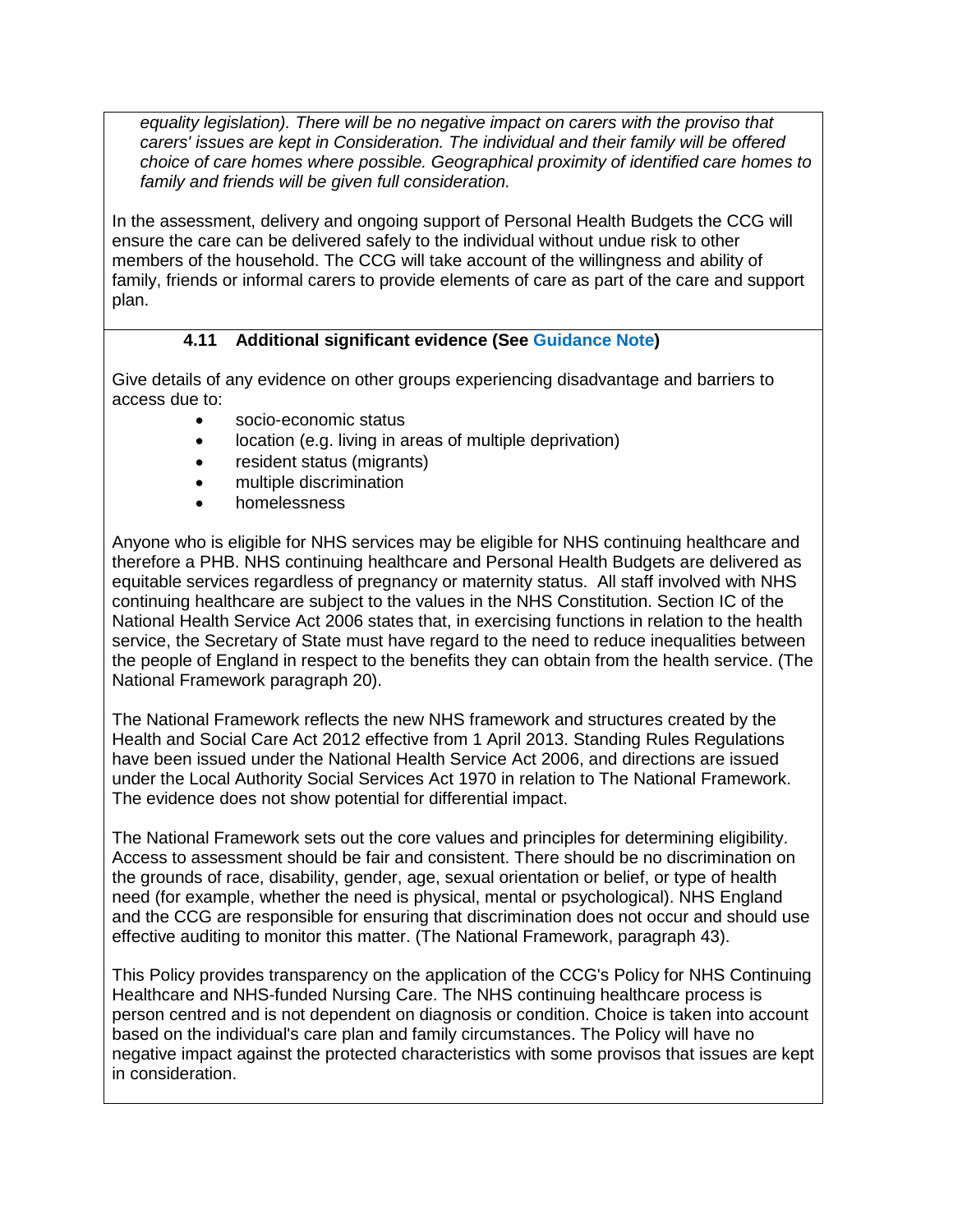*equality legislation). There will be no negative impact on carers with the proviso that carers' issues are kept in Consideration. The individual and their family will be offered choice of care homes where possible. Geographical proximity of identified care homes to family and friends will be given full consideration.*

In the assessment, delivery and ongoing support of Personal Health Budgets the CCG will ensure the care can be delivered safely to the individual without undue risk to other members of the household. The CCG will take account of the willingness and ability of family, friends or informal carers to provide elements of care as part of the care and support plan.

**4.11 Additional significant evidence (See Guidance Note)**

Give details of any evidence on other groups experiencing disadvantage and barriers to access due to:

- socio-economic status
- location (e.g. living in areas of multiple deprivation)
- resident status (migrants)
- multiple discrimination
- homelessness

Anyone who is eligible for NHS services may be eligible for NHS continuing healthcare and therefore a PHB. NHS continuing healthcare and Personal Health Budgets are delivered as equitable services regardless of pregnancy or maternity status. All staff involved with NHS continuing healthcare are subject to the values in the NHS Constitution. Section IC of the National Health Service Act 2006 states that, in exercising functions in relation to the health service, the Secretary of State must have regard to the need to reduce inequalities between the people of England in respect to the benefits they can obtain from the health service. (The National Framework paragraph 20).

The National Framework reflects the new NHS framework and structures created by the Health and Social Care Act 2012 effective from 1 April 2013. Standing Rules Regulations have been issued under the National Health Service Act 2006, and directions are issued under the Local Authority Social Services Act 1970 in relation to The National Framework. The evidence does not show potential for differential impact.

The National Framework sets out the core values and principles for determining eligibility. Access to assessment should be fair and consistent. There should be no discrimination on the grounds of race, disability, gender, age, sexual orientation or belief, or type of health need (for example, whether the need is physical, mental or psychological). NHS England and the CCG are responsible for ensuring that discrimination does not occur and should use effective auditing to monitor this matter. (The National Framework, paragraph 43).

This Policy provides transparency on the application of the CCG's Policy for NHS Continuing Healthcare and NHS-funded Nursing Care. The NHS continuing healthcare process is person centred and is not dependent on diagnosis or condition. Choice is taken into account based on the individual's care plan and family circumstances. The Policy will have no negative impact against the protected characteristics with some provisos that issues are kept in consideration.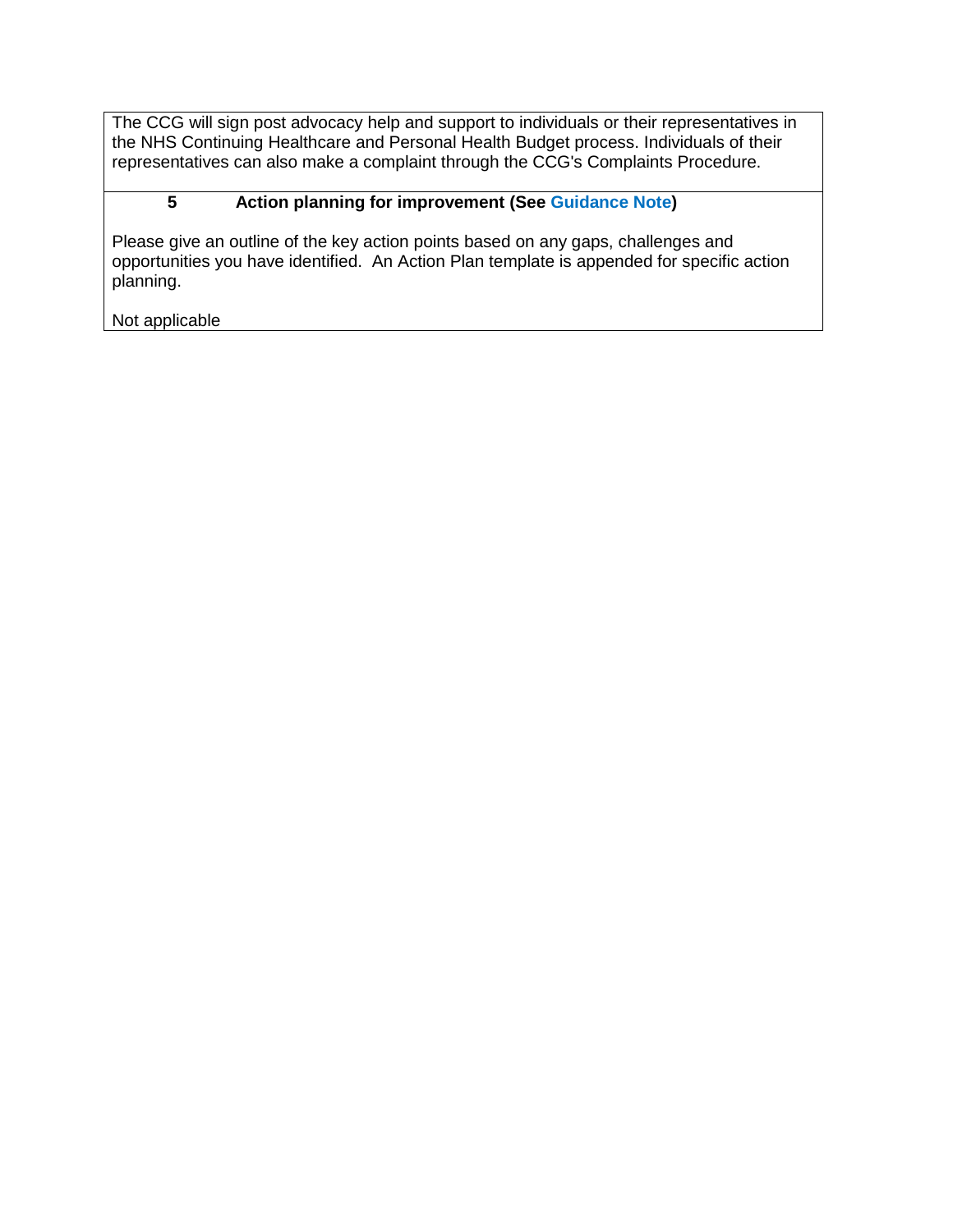The CCG will sign post advocacy help and support to individuals or their representatives in the NHS Continuing Healthcare and Personal Health Budget process. Individuals of their representatives can also make a complaint through the CCG's Complaints Procedure.

## 5 Action planning for improvement (See Guidance Note)

Please give an outline of the key action points based on any gaps, challenges and opportunities you have identified. An Action Plan template is appended for specific action planning.

Not applicable